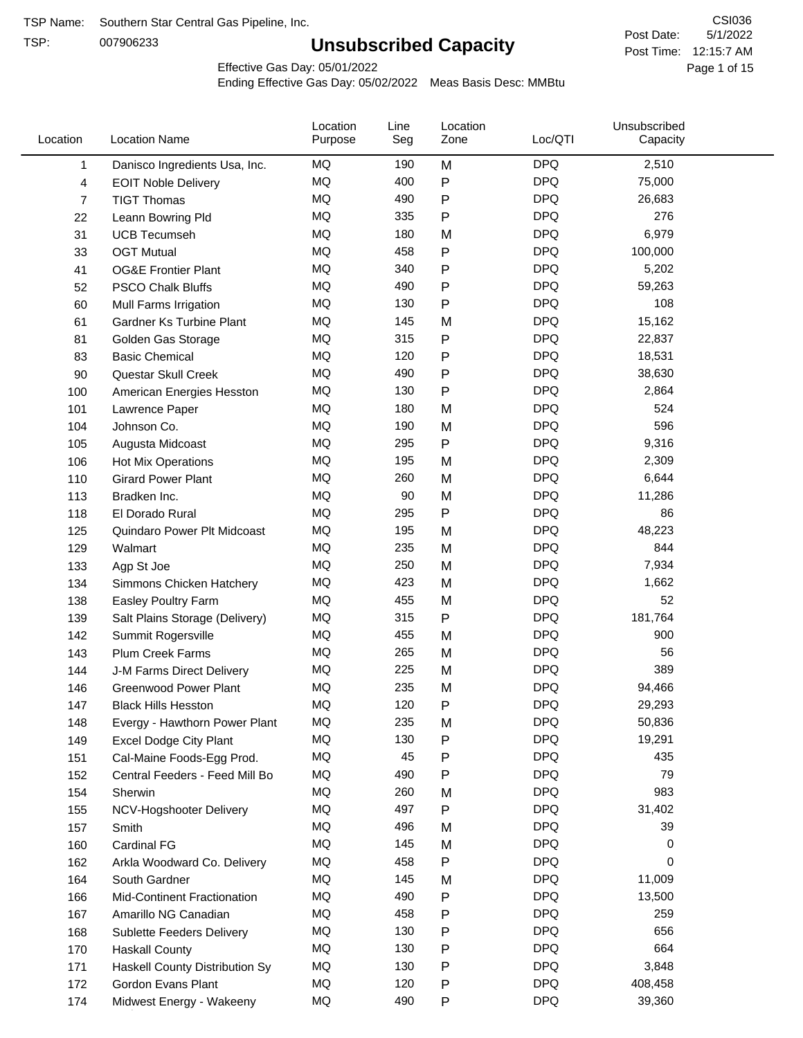TSP Name: Southern Star Central Gas Pipeline, Inc.

TSP: 007906233

# Unsubscribed Capacity

CSI036

Post Date: 5/1/2022

Post Time: 12:15:7 AM

Effective Gas Day: 05/01/2022

Ending Effective Gas Day: 05/02/2022 Meas Basis Desc: MMBtu

| Location | Location Name | Location Purpose | Line Seg | Location Zone | Loc/QTI | Unsubscribed Capacity |
|---|---|---|---|---|---|---|
| 1 | Danisco Ingredients Usa, Inc. | MQ | 190 | M | DPQ | 2,510 |
| 4 | EOIT Noble Delivery | MQ | 400 | P | DPQ | 75,000 |
| 7 | TIGT Thomas | MQ | 490 | P | DPQ | 26,683 |
| 22 | Leann Bowring Pld | MQ | 335 | P | DPQ | 276 |
| 31 | UCB Tecumseh | MQ | 180 | M | DPQ | 6,979 |
| 33 | OGT Mutual | MQ | 458 | P | DPQ | 100,000 |
| 41 | OG&E Frontier Plant | MQ | 340 | P | DPQ | 5,202 |
| 52 | PSCO Chalk Bluffs | MQ | 490 | P | DPQ | 59,263 |
| 60 | Mull Farms Irrigation | MQ | 130 | P | DPQ | 108 |
| 61 | Gardner Ks Turbine Plant | MQ | 145 | M | DPQ | 15,162 |
| 81 | Golden Gas Storage | MQ | 315 | P | DPQ | 22,837 |
| 83 | Basic Chemical | MQ | 120 | P | DPQ | 18,531 |
| 90 | Questar Skull Creek | MQ | 490 | P | DPQ | 38,630 |
| 100 | American Energies Hesston | MQ | 130 | P | DPQ | 2,864 |
| 101 | Lawrence Paper | MQ | 180 | M | DPQ | 524 |
| 104 | Johnson Co. | MQ | 190 | M | DPQ | 596 |
| 105 | Augusta Midcoast | MQ | 295 | P | DPQ | 9,316 |
| 106 | Hot Mix Operations | MQ | 195 | M | DPQ | 2,309 |
| 110 | Girard Power Plant | MQ | 260 | M | DPQ | 6,644 |
| 113 | Bradken Inc. | MQ | 90 | M | DPQ | 11,286 |
| 118 | El Dorado Rural | MQ | 295 | P | DPQ | 86 |
| 125 | Quindaro Power Plt Midcoast | MQ | 195 | M | DPQ | 48,223 |
| 129 | Walmart | MQ | 235 | M | DPQ | 844 |
| 133 | Agp St Joe | MQ | 250 | M | DPQ | 7,934 |
| 134 | Simmons Chicken Hatchery | MQ | 423 | M | DPQ | 1,662 |
| 138 | Easley Poultry Farm | MQ | 455 | M | DPQ | 52 |
| 139 | Salt Plains Storage (Delivery) | MQ | 315 | P | DPQ | 181,764 |
| 142 | Summit Rogersville | MQ | 455 | M | DPQ | 900 |
| 143 | Plum Creek Farms | MQ | 265 | M | DPQ | 56 |
| 144 | J-M Farms Direct Delivery | MQ | 225 | M | DPQ | 389 |
| 146 | Greenwood Power Plant | MQ | 235 | M | DPQ | 94,466 |
| 147 | Black Hills Hesston | MQ | 120 | P | DPQ | 29,293 |
| 148 | Evergy - Hawthorn Power Plant | MQ | 235 | M | DPQ | 50,836 |
| 149 | Excel Dodge City Plant | MQ | 130 | P | DPQ | 19,291 |
| 151 | Cal-Maine Foods-Egg Prod. | MQ | 45 | P | DPQ | 435 |
| 152 | Central Feeders - Feed Mill Bo | MQ | 490 | P | DPQ | 79 |
| 154 | Sherwin | MQ | 260 | M | DPQ | 983 |
| 155 | NCV-Hogshooter Delivery | MQ | 497 | P | DPQ | 31,402 |
| 157 | Smith | MQ | 496 | M | DPQ | 39 |
| 160 | Cardinal FG | MQ | 145 | M | DPQ | 0 |
| 162 | Arkla Woodward Co. Delivery | MQ | 458 | P | DPQ | 0 |
| 164 | South Gardner | MQ | 145 | M | DPQ | 11,009 |
| 166 | Mid-Continent Fractionation | MQ | 490 | P | DPQ | 13,500 |
| 167 | Amarillo NG Canadian | MQ | 458 | P | DPQ | 259 |
| 168 | Sublette Feeders Delivery | MQ | 130 | P | DPQ | 656 |
| 170 | Haskall County | MQ | 130 | P | DPQ | 664 |
| 171 | Haskall County Distribution Sy | MQ | 130 | P | DPQ | 3,848 |
| 172 | Gordon Evans Plant | MQ | 120 | P | DPQ | 408,458 |
| 174 | Midwest Energy - Wakeeny | MQ | 490 | P | DPQ | 39,360 |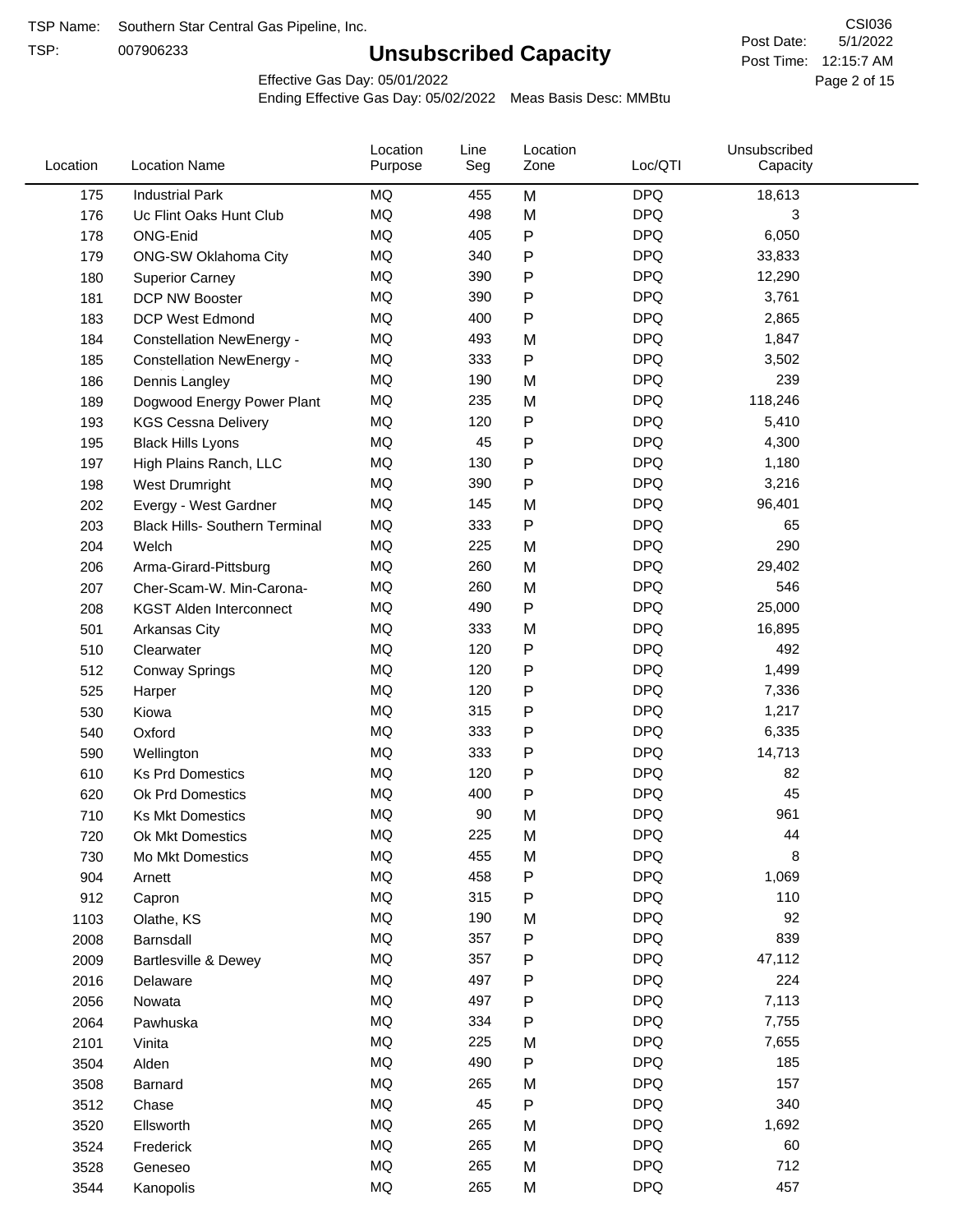TSP Name: Southern Star Central Gas Pipeline, Inc.
TSP: 007906233

# Unsubscribed Capacity

CSI036
Post Date: 5/1/2022
Post Time: 12:15:7 AM

Effective Gas Day: 05/01/2022
Ending Effective Gas Day: 05/02/2022 Meas Basis Desc: MMBtu

| Location | Location Name | Location Purpose | Line Seg | Location Zone | Loc/QTI | Unsubscribed Capacity |
|---|---|---|---|---|---|---|
| 175 | Industrial Park | MQ | 455 | M | DPQ | 18,613 |
| 176 | Uc Flint Oaks Hunt Club | MQ | 498 | M | DPQ | 3 |
| 178 | ONG-Enid | MQ | 405 | P | DPQ | 6,050 |
| 179 | ONG-SW Oklahoma City | MQ | 340 | P | DPQ | 33,833 |
| 180 | Superior Carney | MQ | 390 | P | DPQ | 12,290 |
| 181 | DCP NW Booster | MQ | 390 | P | DPQ | 3,761 |
| 183 | DCP West Edmond | MQ | 400 | P | DPQ | 2,865 |
| 184 | Constellation NewEnergy - | MQ | 493 | M | DPQ | 1,847 |
| 185 | Constellation NewEnergy - | MQ | 333 | P | DPQ | 3,502 |
| 186 | Dennis Langley | MQ | 190 | M | DPQ | 239 |
| 189 | Dogwood Energy Power Plant | MQ | 235 | M | DPQ | 118,246 |
| 193 | KGS Cessna Delivery | MQ | 120 | P | DPQ | 5,410 |
| 195 | Black Hills Lyons | MQ | 45 | P | DPQ | 4,300 |
| 197 | High Plains Ranch, LLC | MQ | 130 | P | DPQ | 1,180 |
| 198 | West Drumright | MQ | 390 | P | DPQ | 3,216 |
| 202 | Evergy - West Gardner | MQ | 145 | M | DPQ | 96,401 |
| 203 | Black Hills- Southern Terminal | MQ | 333 | P | DPQ | 65 |
| 204 | Welch | MQ | 225 | M | DPQ | 290 |
| 206 | Arma-Girard-Pittsburg | MQ | 260 | M | DPQ | 29,402 |
| 207 | Cher-Scam-W. Min-Carona- | MQ | 260 | M | DPQ | 546 |
| 208 | KGST Alden Interconnect | MQ | 490 | P | DPQ | 25,000 |
| 501 | Arkansas City | MQ | 333 | M | DPQ | 16,895 |
| 510 | Clearwater | MQ | 120 | P | DPQ | 492 |
| 512 | Conway Springs | MQ | 120 | P | DPQ | 1,499 |
| 525 | Harper | MQ | 120 | P | DPQ | 7,336 |
| 530 | Kiowa | MQ | 315 | P | DPQ | 1,217 |
| 540 | Oxford | MQ | 333 | P | DPQ | 6,335 |
| 590 | Wellington | MQ | 333 | P | DPQ | 14,713 |
| 610 | Ks Prd Domestics | MQ | 120 | P | DPQ | 82 |
| 620 | Ok Prd Domestics | MQ | 400 | P | DPQ | 45 |
| 710 | Ks Mkt Domestics | MQ | 90 | M | DPQ | 961 |
| 720 | Ok Mkt Domestics | MQ | 225 | M | DPQ | 44 |
| 730 | Mo Mkt Domestics | MQ | 455 | M | DPQ | 8 |
| 904 | Arnett | MQ | 458 | P | DPQ | 1,069 |
| 912 | Capron | MQ | 315 | P | DPQ | 110 |
| 1103 | Olathe, KS | MQ | 190 | M | DPQ | 92 |
| 2008 | Barnsdall | MQ | 357 | P | DPQ | 839 |
| 2009 | Bartlesville & Dewey | MQ | 357 | P | DPQ | 47,112 |
| 2016 | Delaware | MQ | 497 | P | DPQ | 224 |
| 2056 | Nowata | MQ | 497 | P | DPQ | 7,113 |
| 2064 | Pawhuska | MQ | 334 | P | DPQ | 7,755 |
| 2101 | Vinita | MQ | 225 | M | DPQ | 7,655 |
| 3504 | Alden | MQ | 490 | P | DPQ | 185 |
| 3508 | Barnard | MQ | 265 | M | DPQ | 157 |
| 3512 | Chase | MQ | 45 | P | DPQ | 340 |
| 3520 | Ellsworth | MQ | 265 | M | DPQ | 1,692 |
| 3524 | Frederick | MQ | 265 | M | DPQ | 60 |
| 3528 | Geneseo | MQ | 265 | M | DPQ | 712 |
| 3544 | Kanopolis | MQ | 265 | M | DPQ | 457 |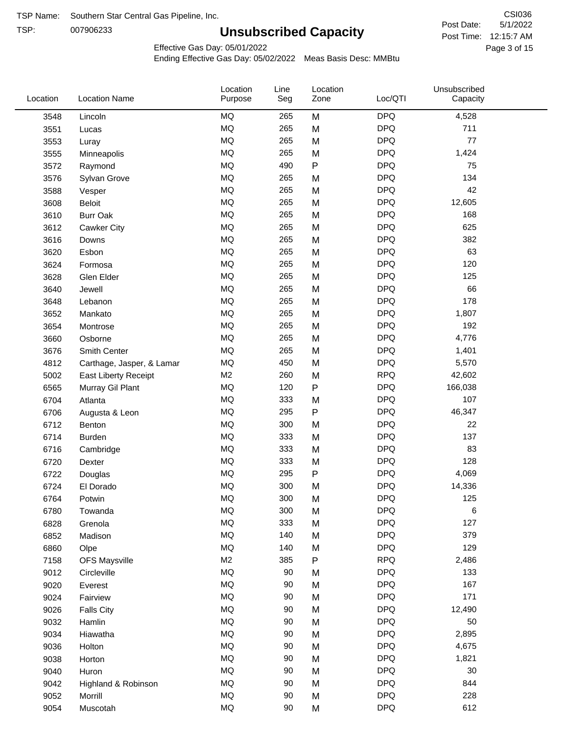TSP Name: Southern Star Central Gas Pipeline, Inc.

TSP: 007906233

# Unsubscribed Capacity

CSI036

Post Date: 5/1/2022

Post Time: 12:15:7 AM

Effective Gas Day: 05/01/2022

Ending Effective Gas Day: 05/02/2022 Meas Basis Desc: MMBtu

| Location | Location Name | Location Purpose | Line Seg | Location Zone | Loc/QTI | Unsubscribed Capacity |
|---|---|---|---|---|---|---|
| 3548 | Lincoln | MQ | 265 | M | DPQ | 4,528 |
| 3551 | Lucas | MQ | 265 | M | DPQ | 711 |
| 3553 | Luray | MQ | 265 | M | DPQ | 77 |
| 3555 | Minneapolis | MQ | 265 | M | DPQ | 1,424 |
| 3572 | Raymond | MQ | 490 | P | DPQ | 75 |
| 3576 | Sylvan Grove | MQ | 265 | M | DPQ | 134 |
| 3588 | Vesper | MQ | 265 | M | DPQ | 42 |
| 3608 | Beloit | MQ | 265 | M | DPQ | 12,605 |
| 3610 | Burr Oak | MQ | 265 | M | DPQ | 168 |
| 3612 | Cawker City | MQ | 265 | M | DPQ | 625 |
| 3616 | Downs | MQ | 265 | M | DPQ | 382 |
| 3620 | Esbon | MQ | 265 | M | DPQ | 63 |
| 3624 | Formosa | MQ | 265 | M | DPQ | 120 |
| 3628 | Glen Elder | MQ | 265 | M | DPQ | 125 |
| 3640 | Jewell | MQ | 265 | M | DPQ | 66 |
| 3648 | Lebanon | MQ | 265 | M | DPQ | 178 |
| 3652 | Mankato | MQ | 265 | M | DPQ | 1,807 |
| 3654 | Montrose | MQ | 265 | M | DPQ | 192 |
| 3660 | Osborne | MQ | 265 | M | DPQ | 4,776 |
| 3676 | Smith Center | MQ | 265 | M | DPQ | 1,401 |
| 4812 | Carthage, Jasper, & Lamar | MQ | 450 | M | DPQ | 5,570 |
| 5002 | East Liberty Receipt | M2 | 260 | M | RPQ | 42,602 |
| 6565 | Murray Gil Plant | MQ | 120 | P | DPQ | 166,038 |
| 6704 | Atlanta | MQ | 333 | M | DPQ | 107 |
| 6706 | Augusta & Leon | MQ | 295 | P | DPQ | 46,347 |
| 6712 | Benton | MQ | 300 | M | DPQ | 22 |
| 6714 | Burden | MQ | 333 | M | DPQ | 137 |
| 6716 | Cambridge | MQ | 333 | M | DPQ | 83 |
| 6720 | Dexter | MQ | 333 | M | DPQ | 128 |
| 6722 | Douglas | MQ | 295 | P | DPQ | 4,069 |
| 6724 | El Dorado | MQ | 300 | M | DPQ | 14,336 |
| 6764 | Potwin | MQ | 300 | M | DPQ | 125 |
| 6780 | Towanda | MQ | 300 | M | DPQ | 6 |
| 6828 | Grenola | MQ | 333 | M | DPQ | 127 |
| 6852 | Madison | MQ | 140 | M | DPQ | 379 |
| 6860 | Olpe | MQ | 140 | M | DPQ | 129 |
| 7158 | OFS Maysville | M2 | 385 | P | RPQ | 2,486 |
| 9012 | Circleville | MQ | 90 | M | DPQ | 133 |
| 9020 | Everest | MQ | 90 | M | DPQ | 167 |
| 9024 | Fairview | MQ | 90 | M | DPQ | 171 |
| 9026 | Falls City | MQ | 90 | M | DPQ | 12,490 |
| 9032 | Hamlin | MQ | 90 | M | DPQ | 50 |
| 9034 | Hiawatha | MQ | 90 | M | DPQ | 2,895 |
| 9036 | Holton | MQ | 90 | M | DPQ | 4,675 |
| 9038 | Horton | MQ | 90 | M | DPQ | 1,821 |
| 9040 | Huron | MQ | 90 | M | DPQ | 30 |
| 9042 | Highland & Robinson | MQ | 90 | M | DPQ | 844 |
| 9052 | Morrill | MQ | 90 | M | DPQ | 228 |
| 9054 | Muscotah | MQ | 90 | M | DPQ | 612 |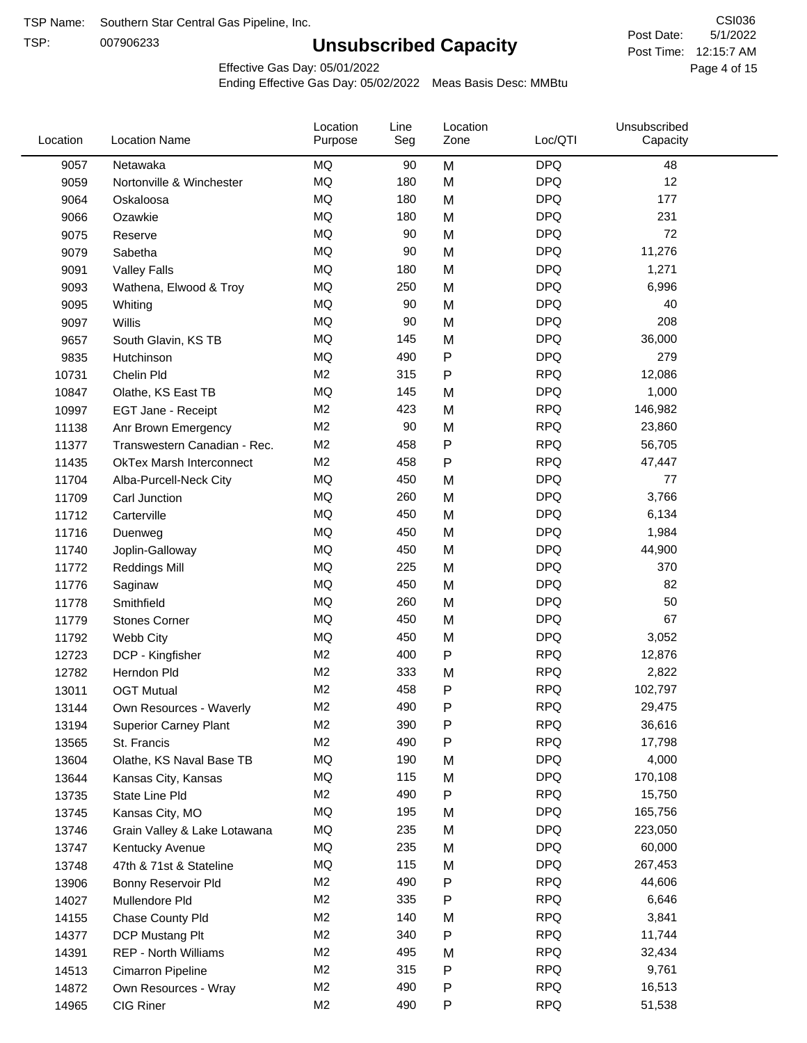TSP Name: Southern Star Central Gas Pipeline, Inc.

TSP: 007906233

# Unsubscribed Capacity

CSI036

Post Date: 5/1/2022

Post Time: 12:15:7 AM

Effective Gas Day: 05/01/2022

Ending Effective Gas Day: 05/02/2022 Meas Basis Desc: MMBtu

| Location | Location Name | Location Purpose | Line Seg | Location Zone | Loc/QTI | Unsubscribed Capacity |
|---|---|---|---|---|---|---|
| 9057 | Netawaka | MQ | 90 | M | DPQ | 48 |
| 9059 | Nortonville & Winchester | MQ | 180 | M | DPQ | 12 |
| 9064 | Oskaloosa | MQ | 180 | M | DPQ | 177 |
| 9066 | Ozawkie | MQ | 180 | M | DPQ | 231 |
| 9075 | Reserve | MQ | 90 | M | DPQ | 72 |
| 9079 | Sabetha | MQ | 90 | M | DPQ | 11,276 |
| 9091 | Valley Falls | MQ | 180 | M | DPQ | 1,271 |
| 9093 | Wathena, Elwood & Troy | MQ | 250 | M | DPQ | 6,996 |
| 9095 | Whiting | MQ | 90 | M | DPQ | 40 |
| 9097 | Willis | MQ | 90 | M | DPQ | 208 |
| 9657 | South Glavin, KS TB | MQ | 145 | M | DPQ | 36,000 |
| 9835 | Hutchinson | MQ | 490 | P | DPQ | 279 |
| 10731 | Chelin Pld | M2 | 315 | P | RPQ | 12,086 |
| 10847 | Olathe, KS East TB | MQ | 145 | M | DPQ | 1,000 |
| 10997 | EGT Jane - Receipt | M2 | 423 | M | RPQ | 146,982 |
| 11138 | Anr Brown Emergency | M2 | 90 | M | RPQ | 23,860 |
| 11377 | Transwestern Canadian - Rec. | M2 | 458 | P | RPQ | 56,705 |
| 11435 | OkTex Marsh Interconnect | M2 | 458 | P | RPQ | 47,447 |
| 11704 | Alba-Purcell-Neck City | MQ | 450 | M | DPQ | 77 |
| 11709 | Carl Junction | MQ | 260 | M | DPQ | 3,766 |
| 11712 | Carterville | MQ | 450 | M | DPQ | 6,134 |
| 11716 | Duenweg | MQ | 450 | M | DPQ | 1,984 |
| 11740 | Joplin-Galloway | MQ | 450 | M | DPQ | 44,900 |
| 11772 | Reddings Mill | MQ | 225 | M | DPQ | 370 |
| 11776 | Saginaw | MQ | 450 | M | DPQ | 82 |
| 11778 | Smithfield | MQ | 260 | M | DPQ | 50 |
| 11779 | Stones Corner | MQ | 450 | M | DPQ | 67 |
| 11792 | Webb City | MQ | 450 | M | DPQ | 3,052 |
| 12723 | DCP - Kingfisher | M2 | 400 | P | RPQ | 12,876 |
| 12782 | Herndon Pld | M2 | 333 | M | RPQ | 2,822 |
| 13011 | OGT Mutual | M2 | 458 | P | RPQ | 102,797 |
| 13144 | Own Resources - Waverly | M2 | 490 | P | RPQ | 29,475 |
| 13194 | Superior Carney Plant | M2 | 390 | P | RPQ | 36,616 |
| 13565 | St. Francis | M2 | 490 | P | RPQ | 17,798 |
| 13604 | Olathe, KS Naval Base TB | MQ | 190 | M | DPQ | 4,000 |
| 13644 | Kansas City, Kansas | MQ | 115 | M | DPQ | 170,108 |
| 13735 | State Line Pld | M2 | 490 | P | RPQ | 15,750 |
| 13745 | Kansas City, MO | MQ | 195 | M | DPQ | 165,756 |
| 13746 | Grain Valley & Lake Lotawana | MQ | 235 | M | DPQ | 223,050 |
| 13747 | Kentucky Avenue | MQ | 235 | M | DPQ | 60,000 |
| 13748 | 47th & 71st & Stateline | MQ | 115 | M | DPQ | 267,453 |
| 13906 | Bonny Reservoir Pld | M2 | 490 | P | RPQ | 44,606 |
| 14027 | Mullendore Pld | M2 | 335 | P | RPQ | 6,646 |
| 14155 | Chase County Pld | M2 | 140 | M | RPQ | 3,841 |
| 14377 | DCP Mustang Plt | M2 | 340 | P | RPQ | 11,744 |
| 14391 | REP - North Williams | M2 | 495 | M | RPQ | 32,434 |
| 14513 | Cimarron Pipeline | M2 | 315 | P | RPQ | 9,761 |
| 14872 | Own Resources - Wray | M2 | 490 | P | RPQ | 16,513 |
| 14965 | CIG Riner | M2 | 490 | P | RPQ | 51,538 |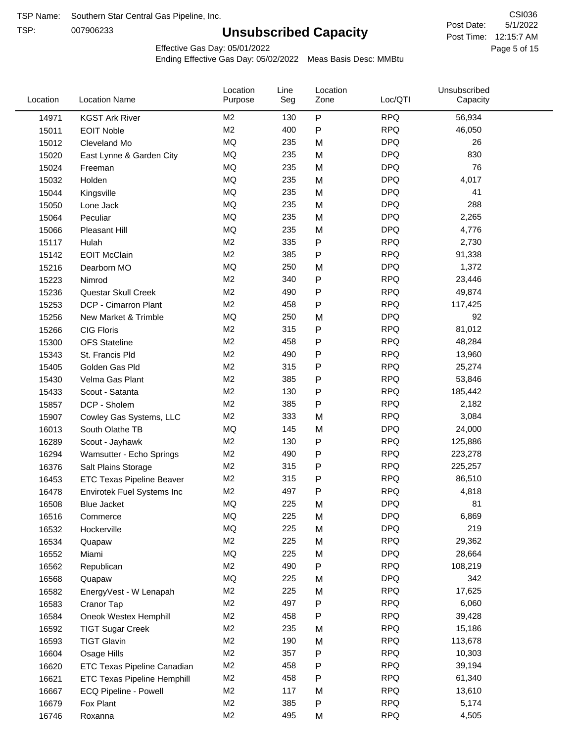TSP Name: Southern Star Central Gas Pipeline, Inc.
TSP: 007906233

# Unsubscribed Capacity

CSI036
Post Date: 5/1/2022
Post Time: 12:15:7 AM

Effective Gas Day: 05/01/2022
Ending Effective Gas Day: 05/02/2022 Meas Basis Desc: MMBtu

| Location | Location Name | Location Purpose | Line Seg | Location Zone | Loc/QTI | Unsubscribed Capacity |
|---|---|---|---|---|---|---|
| 14971 | KGST Ark River | M2 | 130 | P | RPQ | 56,934 |
| 15011 | EOIT Noble | M2 | 400 | P | RPQ | 46,050 |
| 15012 | Cleveland Mo | MQ | 235 | M | DPQ | 26 |
| 15020 | East Lynne & Garden City | MQ | 235 | M | DPQ | 830 |
| 15024 | Freeman | MQ | 235 | M | DPQ | 76 |
| 15032 | Holden | MQ | 235 | M | DPQ | 4,017 |
| 15044 | Kingsville | MQ | 235 | M | DPQ | 41 |
| 15050 | Lone Jack | MQ | 235 | M | DPQ | 288 |
| 15064 | Peculiar | MQ | 235 | M | DPQ | 2,265 |
| 15066 | Pleasant Hill | MQ | 235 | M | DPQ | 4,776 |
| 15117 | Hulah | M2 | 335 | P | RPQ | 2,730 |
| 15142 | EOIT McClain | M2 | 385 | P | RPQ | 91,338 |
| 15216 | Dearborn MO | MQ | 250 | M | DPQ | 1,372 |
| 15223 | Nimrod | M2 | 340 | P | RPQ | 23,446 |
| 15236 | Questar Skull Creek | M2 | 490 | P | RPQ | 49,874 |
| 15253 | DCP - Cimarron Plant | M2 | 458 | P | RPQ | 117,425 |
| 15256 | New Market & Trimble | MQ | 250 | M | DPQ | 92 |
| 15266 | CIG Floris | M2 | 315 | P | RPQ | 81,012 |
| 15300 | OFS Stateline | M2 | 458 | P | RPQ | 48,284 |
| 15343 | St. Francis Pld | M2 | 490 | P | RPQ | 13,960 |
| 15405 | Golden Gas Pld | M2 | 315 | P | RPQ | 25,274 |
| 15430 | Velma Gas Plant | M2 | 385 | P | RPQ | 53,846 |
| 15433 | Scout - Satanta | M2 | 130 | P | RPQ | 185,442 |
| 15857 | DCP - Sholem | M2 | 385 | P | RPQ | 2,182 |
| 15907 | Cowley Gas Systems, LLC | M2 | 333 | M | RPQ | 3,084 |
| 16013 | South Olathe TB | MQ | 145 | M | DPQ | 24,000 |
| 16289 | Scout - Jayhawk | M2 | 130 | P | RPQ | 125,886 |
| 16294 | Wamsutter - Echo Springs | M2 | 490 | P | RPQ | 223,278 |
| 16376 | Salt Plains Storage | M2 | 315 | P | RPQ | 225,257 |
| 16453 | ETC Texas Pipeline Beaver | M2 | 315 | P | RPQ | 86,510 |
| 16478 | Envirotek Fuel Systems Inc | M2 | 497 | P | RPQ | 4,818 |
| 16508 | Blue Jacket | MQ | 225 | M | DPQ | 81 |
| 16516 | Commerce | MQ | 225 | M | DPQ | 6,869 |
| 16532 | Hockerville | MQ | 225 | M | DPQ | 219 |
| 16534 | Quapaw | M2 | 225 | M | RPQ | 29,362 |
| 16552 | Miami | MQ | 225 | M | DPQ | 28,664 |
| 16562 | Republican | M2 | 490 | P | RPQ | 108,219 |
| 16568 | Quapaw | MQ | 225 | M | DPQ | 342 |
| 16582 | EnergyVest - W Lenapah | M2 | 225 | M | RPQ | 17,625 |
| 16583 | Cranor Tap | M2 | 497 | P | RPQ | 6,060 |
| 16584 | Oneok Westex Hemphill | M2 | 458 | P | RPQ | 39,428 |
| 16592 | TIGT Sugar Creek | M2 | 235 | M | RPQ | 15,186 |
| 16593 | TIGT Glavin | M2 | 190 | M | RPQ | 113,678 |
| 16604 | Osage Hills | M2 | 357 | P | RPQ | 10,303 |
| 16620 | ETC Texas Pipeline Canadian | M2 | 458 | P | RPQ | 39,194 |
| 16621 | ETC Texas Pipeline Hemphill | M2 | 458 | P | RPQ | 61,340 |
| 16667 | ECQ Pipeline - Powell | M2 | 117 | M | RPQ | 13,610 |
| 16679 | Fox Plant | M2 | 385 | P | RPQ | 5,174 |
| 16746 | Roxanna | M2 | 495 | M | RPQ | 4,505 |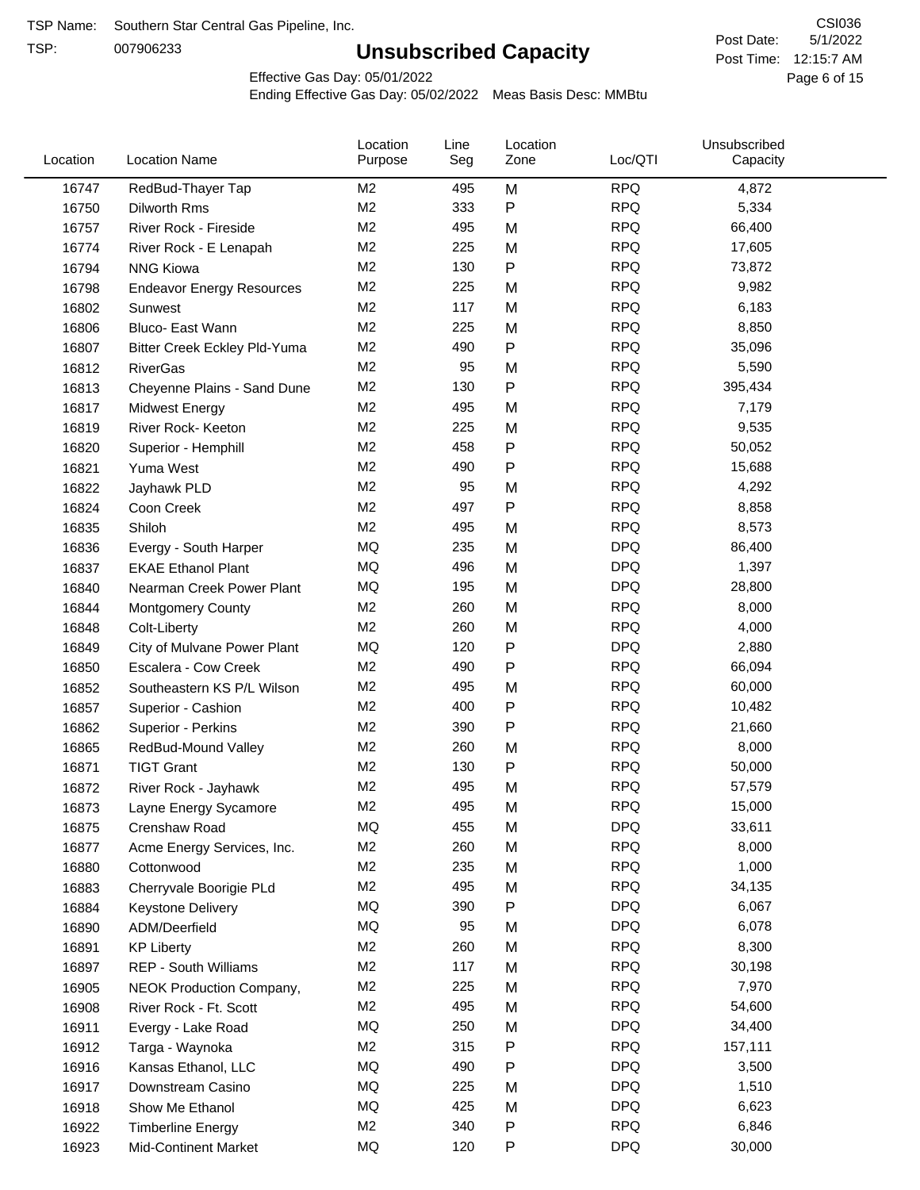TSP Name: Southern Star Central Gas Pipeline, Inc.

TSP: 007906233

# Unsubscribed Capacity

CSI036

Post Date: 5/1/2022

Post Time: 12:15:7 AM

Effective Gas Day: 05/01/2022

Ending Effective Gas Day: 05/02/2022 Meas Basis Desc: MMBtu

| Location | Location Name | Location Purpose | Line Seg | Location Zone | Loc/QTI | Unsubscribed Capacity |
|---|---|---|---|---|---|---|
| 16747 | RedBud-Thayer Tap | M2 | 495 | M | RPQ | 4,872 |
| 16750 | Dilworth Rms | M2 | 333 | P | RPQ | 5,334 |
| 16757 | River Rock - Fireside | M2 | 495 | M | RPQ | 66,400 |
| 16774 | River Rock - E Lenapah | M2 | 225 | M | RPQ | 17,605 |
| 16794 | NNG Kiowa | M2 | 130 | P | RPQ | 73,872 |
| 16798 | Endeavor Energy Resources | M2 | 225 | M | RPQ | 9,982 |
| 16802 | Sunwest | M2 | 117 | M | RPQ | 6,183 |
| 16806 | Bluco- East Wann | M2 | 225 | M | RPQ | 8,850 |
| 16807 | Bitter Creek Eckley Pld-Yuma | M2 | 490 | P | RPQ | 35,096 |
| 16812 | RiverGas | M2 | 95 | M | RPQ | 5,590 |
| 16813 | Cheyenne Plains - Sand Dune | M2 | 130 | P | RPQ | 395,434 |
| 16817 | Midwest Energy | M2 | 495 | M | RPQ | 7,179 |
| 16819 | River Rock- Keeton | M2 | 225 | M | RPQ | 9,535 |
| 16820 | Superior - Hemphill | M2 | 458 | P | RPQ | 50,052 |
| 16821 | Yuma West | M2 | 490 | P | RPQ | 15,688 |
| 16822 | Jayhawk PLD | M2 | 95 | M | RPQ | 4,292 |
| 16824 | Coon Creek | M2 | 497 | P | RPQ | 8,858 |
| 16835 | Shiloh | M2 | 495 | M | RPQ | 8,573 |
| 16836 | Evergy - South Harper | MQ | 235 | M | DPQ | 86,400 |
| 16837 | EKAE Ethanol Plant | MQ | 496 | M | DPQ | 1,397 |
| 16840 | Nearman Creek Power Plant | MQ | 195 | M | DPQ | 28,800 |
| 16844 | Montgomery County | M2 | 260 | M | RPQ | 8,000 |
| 16848 | Colt-Liberty | M2 | 260 | M | RPQ | 4,000 |
| 16849 | City of Mulvane Power Plant | MQ | 120 | P | DPQ | 2,880 |
| 16850 | Escalera - Cow Creek | M2 | 490 | P | RPQ | 66,094 |
| 16852 | Southeastern KS P/L Wilson | M2 | 495 | M | RPQ | 60,000 |
| 16857 | Superior - Cashion | M2 | 400 | P | RPQ | 10,482 |
| 16862 | Superior - Perkins | M2 | 390 | P | RPQ | 21,660 |
| 16865 | RedBud-Mound Valley | M2 | 260 | M | RPQ | 8,000 |
| 16871 | TIGT Grant | M2 | 130 | P | RPQ | 50,000 |
| 16872 | River Rock - Jayhawk | M2 | 495 | M | RPQ | 57,579 |
| 16873 | Layne Energy Sycamore | M2 | 495 | M | RPQ | 15,000 |
| 16875 | Crenshaw Road | MQ | 455 | M | DPQ | 33,611 |
| 16877 | Acme Energy Services, Inc. | M2 | 260 | M | RPQ | 8,000 |
| 16880 | Cottonwood | M2 | 235 | M | RPQ | 1,000 |
| 16883 | Cherryvale Boorigie PLd | M2 | 495 | M | RPQ | 34,135 |
| 16884 | Keystone Delivery | MQ | 390 | P | DPQ | 6,067 |
| 16890 | ADM/Deerfield | MQ | 95 | M | DPQ | 6,078 |
| 16891 | KP Liberty | M2 | 260 | M | RPQ | 8,300 |
| 16897 | REP - South Williams | M2 | 117 | M | RPQ | 30,198 |
| 16905 | NEOK Production Company, | M2 | 225 | M | RPQ | 7,970 |
| 16908 | River Rock - Ft. Scott | M2 | 495 | M | RPQ | 54,600 |
| 16911 | Evergy - Lake Road | MQ | 250 | M | DPQ | 34,400 |
| 16912 | Targa - Waynoka | M2 | 315 | P | RPQ | 157,111 |
| 16916 | Kansas Ethanol, LLC | MQ | 490 | P | DPQ | 3,500 |
| 16917 | Downstream Casino | MQ | 225 | M | DPQ | 1,510 |
| 16918 | Show Me Ethanol | MQ | 425 | M | DPQ | 6,623 |
| 16922 | Timberline Energy | M2 | 340 | P | RPQ | 6,846 |
| 16923 | Mid-Continent Market | MQ | 120 | P | DPQ | 30,000 |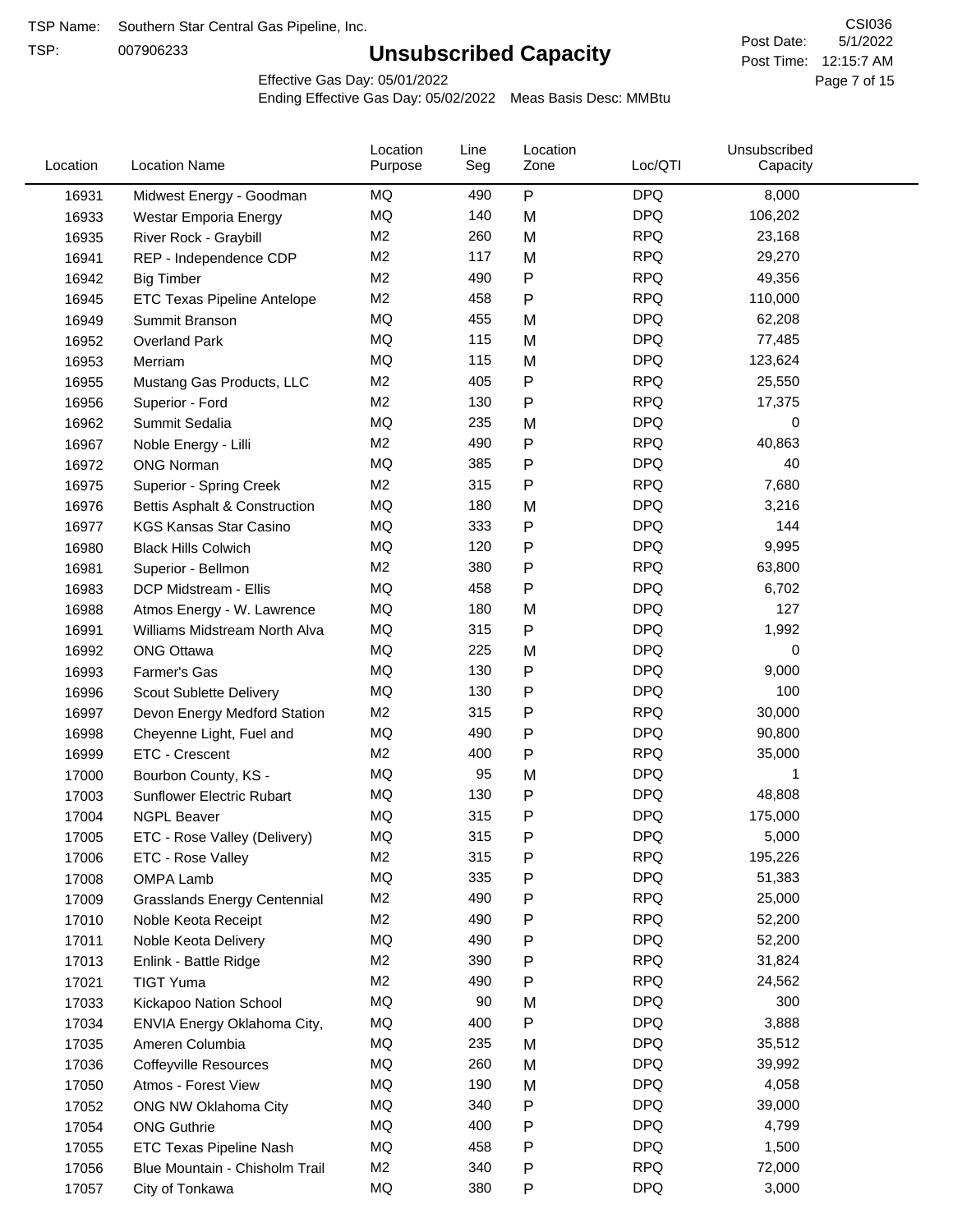TSP Name: Southern Star Central Gas Pipeline, Inc.
TSP: 007906233

# Unsubscribed Capacity

CSI036
Post Date: 5/1/2022
Post Time: 12:15:7 AM

Effective Gas Day: 05/01/2022
Ending Effective Gas Day: 05/02/2022 Meas Basis Desc: MMBtu

| Location | Location Name | Location Purpose | Line Seg | Location Zone | Loc/QTI | Unsubscribed Capacity |
|---|---|---|---|---|---|---|
| 16931 | Midwest Energy - Goodman | MQ | 490 | P | DPQ | 8,000 |
| 16933 | Westar Emporia Energy | MQ | 140 | M | DPQ | 106,202 |
| 16935 | River Rock - Graybill | M2 | 260 | M | RPQ | 23,168 |
| 16941 | REP - Independence CDP | M2 | 117 | M | RPQ | 29,270 |
| 16942 | Big Timber | M2 | 490 | P | RPQ | 49,356 |
| 16945 | ETC Texas Pipeline Antelope | M2 | 458 | P | RPQ | 110,000 |
| 16949 | Summit Branson | MQ | 455 | M | DPQ | 62,208 |
| 16952 | Overland Park | MQ | 115 | M | DPQ | 77,485 |
| 16953 | Merriam | MQ | 115 | M | DPQ | 123,624 |
| 16955 | Mustang Gas Products, LLC | M2 | 405 | P | RPQ | 25,550 |
| 16956 | Superior - Ford | M2 | 130 | P | RPQ | 17,375 |
| 16962 | Summit Sedalia | MQ | 235 | M | DPQ | 0 |
| 16967 | Noble Energy - Lilli | M2 | 490 | P | RPQ | 40,863 |
| 16972 | ONG Norman | MQ | 385 | P | DPQ | 40 |
| 16975 | Superior - Spring Creek | M2 | 315 | P | RPQ | 7,680 |
| 16976 | Bettis Asphalt & Construction | MQ | 180 | M | DPQ | 3,216 |
| 16977 | KGS Kansas Star Casino | MQ | 333 | P | DPQ | 144 |
| 16980 | Black Hills Colwich | MQ | 120 | P | DPQ | 9,995 |
| 16981 | Superior - Bellmon | M2 | 380 | P | RPQ | 63,800 |
| 16983 | DCP Midstream - Ellis | MQ | 458 | P | DPQ | 6,702 |
| 16988 | Atmos Energy - W. Lawrence | MQ | 180 | M | DPQ | 127 |
| 16991 | Williams Midstream North Alva | MQ | 315 | P | DPQ | 1,992 |
| 16992 | ONG Ottawa | MQ | 225 | M | DPQ | 0 |
| 16993 | Farmer's Gas | MQ | 130 | P | DPQ | 9,000 |
| 16996 | Scout Sublette Delivery | MQ | 130 | P | DPQ | 100 |
| 16997 | Devon Energy Medford Station | M2 | 315 | P | RPQ | 30,000 |
| 16998 | Cheyenne Light, Fuel and | MQ | 490 | P | DPQ | 90,800 |
| 16999 | ETC - Crescent | M2 | 400 | P | RPQ | 35,000 |
| 17000 | Bourbon County, KS - | MQ | 95 | M | DPQ | 1 |
| 17003 | Sunflower Electric Rubart | MQ | 130 | P | DPQ | 48,808 |
| 17004 | NGPL Beaver | MQ | 315 | P | DPQ | 175,000 |
| 17005 | ETC - Rose Valley (Delivery) | MQ | 315 | P | DPQ | 5,000 |
| 17006 | ETC - Rose Valley | M2 | 315 | P | RPQ | 195,226 |
| 17008 | OMPA Lamb | MQ | 335 | P | DPQ | 51,383 |
| 17009 | Grasslands Energy Centennial | M2 | 490 | P | RPQ | 25,000 |
| 17010 | Noble Keota Receipt | M2 | 490 | P | RPQ | 52,200 |
| 17011 | Noble Keota Delivery | MQ | 490 | P | DPQ | 52,200 |
| 17013 | Enlink - Battle Ridge | M2 | 390 | P | RPQ | 31,824 |
| 17021 | TIGT Yuma | M2 | 490 | P | RPQ | 24,562 |
| 17033 | Kickapoo Nation School | MQ | 90 | M | DPQ | 300 |
| 17034 | ENVIA Energy Oklahoma City, | MQ | 400 | P | DPQ | 3,888 |
| 17035 | Ameren Columbia | MQ | 235 | M | DPQ | 35,512 |
| 17036 | Coffeyville Resources | MQ | 260 | M | DPQ | 39,992 |
| 17050 | Atmos - Forest View | MQ | 190 | M | DPQ | 4,058 |
| 17052 | ONG NW Oklahoma City | MQ | 340 | P | DPQ | 39,000 |
| 17054 | ONG Guthrie | MQ | 400 | P | DPQ | 4,799 |
| 17055 | ETC Texas Pipeline Nash | MQ | 458 | P | DPQ | 1,500 |
| 17056 | Blue Mountain - Chisholm Trail | M2 | 340 | P | RPQ | 72,000 |
| 17057 | City of Tonkawa | MQ | 380 | P | DPQ | 3,000 |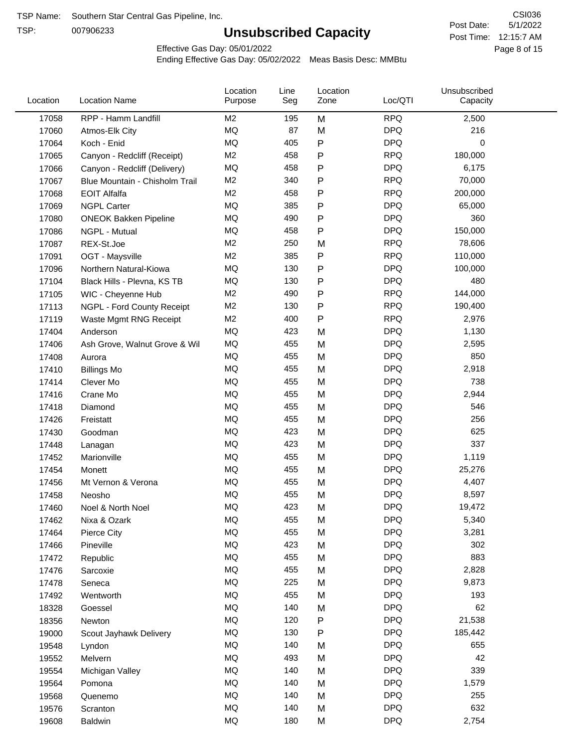TSP Name: Southern Star Central Gas Pipeline, Inc.

TSP: 007906233

# Unsubscribed Capacity

CSI036

Post Date: 5/1/2022

Post Time: 12:15:7 AM

Effective Gas Day: 05/01/2022

Ending Effective Gas Day: 05/02/2022 Meas Basis Desc: MMBtu

| Location | Location Name | Location Purpose | Line Seg | Location Zone | Loc/QTI | Unsubscribed Capacity |
|---|---|---|---|---|---|---|
| 17058 | RPP - Hamm Landfill | M2 | 195 | M | RPQ | 2,500 |
| 17060 | Atmos-Elk City | MQ | 87 | M | DPQ | 216 |
| 17064 | Koch - Enid | MQ | 405 | P | DPQ | 0 |
| 17065 | Canyon - Redcliff (Receipt) | M2 | 458 | P | RPQ | 180,000 |
| 17066 | Canyon - Redcliff (Delivery) | MQ | 458 | P | DPQ | 6,175 |
| 17067 | Blue Mountain - Chisholm Trail | M2 | 340 | P | RPQ | 70,000 |
| 17068 | EOIT Alfalfa | M2 | 458 | P | RPQ | 200,000 |
| 17069 | NGPL Carter | MQ | 385 | P | DPQ | 65,000 |
| 17080 | ONEOK Bakken Pipeline | MQ | 490 | P | DPQ | 360 |
| 17086 | NGPL - Mutual | MQ | 458 | P | DPQ | 150,000 |
| 17087 | REX-St.Joe | M2 | 250 | M | RPQ | 78,606 |
| 17091 | OGT - Maysville | M2 | 385 | P | RPQ | 110,000 |
| 17096 | Northern Natural-Kiowa | MQ | 130 | P | DPQ | 100,000 |
| 17104 | Black Hills - Plevna, KS TB | MQ | 130 | P | DPQ | 480 |
| 17105 | WIC - Cheyenne Hub | M2 | 490 | P | RPQ | 144,000 |
| 17113 | NGPL - Ford County Receipt | M2 | 130 | P | RPQ | 190,400 |
| 17119 | Waste Mgmt RNG Receipt | M2 | 400 | P | RPQ | 2,976 |
| 17404 | Anderson | MQ | 423 | M | DPQ | 1,130 |
| 17406 | Ash Grove, Walnut Grove & Wil | MQ | 455 | M | DPQ | 2,595 |
| 17408 | Aurora | MQ | 455 | M | DPQ | 850 |
| 17410 | Billings Mo | MQ | 455 | M | DPQ | 2,918 |
| 17414 | Clever Mo | MQ | 455 | M | DPQ | 738 |
| 17416 | Crane Mo | MQ | 455 | M | DPQ | 2,944 |
| 17418 | Diamond | MQ | 455 | M | DPQ | 546 |
| 17426 | Freistatt | MQ | 455 | M | DPQ | 256 |
| 17430 | Goodman | MQ | 423 | M | DPQ | 625 |
| 17448 | Lanagan | MQ | 423 | M | DPQ | 337 |
| 17452 | Marionville | MQ | 455 | M | DPQ | 1,119 |
| 17454 | Monett | MQ | 455 | M | DPQ | 25,276 |
| 17456 | Mt Vernon & Verona | MQ | 455 | M | DPQ | 4,407 |
| 17458 | Neosho | MQ | 455 | M | DPQ | 8,597 |
| 17460 | Noel & North Noel | MQ | 423 | M | DPQ | 19,472 |
| 17462 | Nixa & Ozark | MQ | 455 | M | DPQ | 5,340 |
| 17464 | Pierce City | MQ | 455 | M | DPQ | 3,281 |
| 17466 | Pineville | MQ | 423 | M | DPQ | 302 |
| 17472 | Republic | MQ | 455 | M | DPQ | 883 |
| 17476 | Sarcoxie | MQ | 455 | M | DPQ | 2,828 |
| 17478 | Seneca | MQ | 225 | M | DPQ | 9,873 |
| 17492 | Wentworth | MQ | 455 | M | DPQ | 193 |
| 18328 | Goessel | MQ | 140 | M | DPQ | 62 |
| 18356 | Newton | MQ | 120 | P | DPQ | 21,538 |
| 19000 | Scout Jayhawk Delivery | MQ | 130 | P | DPQ | 185,442 |
| 19548 | Lyndon | MQ | 140 | M | DPQ | 655 |
| 19552 | Melvern | MQ | 493 | M | DPQ | 42 |
| 19554 | Michigan Valley | MQ | 140 | M | DPQ | 339 |
| 19564 | Pomona | MQ | 140 | M | DPQ | 1,579 |
| 19568 | Quenemo | MQ | 140 | M | DPQ | 255 |
| 19576 | Scranton | MQ | 140 | M | DPQ | 632 |
| 19608 | Baldwin | MQ | 180 | M | DPQ | 2,754 |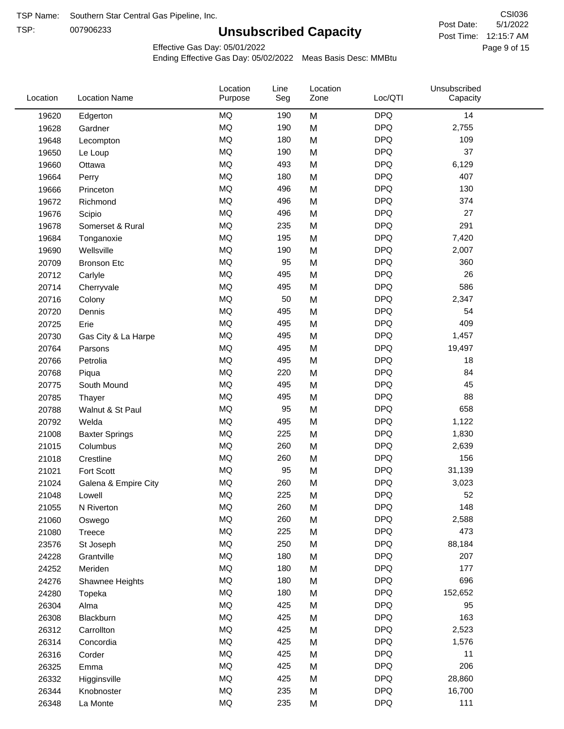TSP Name: Southern Star Central Gas Pipeline, Inc.

TSP: 007906233

# Unsubscribed Capacity

CSI036

Post Date: 5/1/2022

Post Time: 12:15:7 AM

Effective Gas Day: 05/01/2022

Ending Effective Gas Day: 05/02/2022 Meas Basis Desc: MMBtu

| Location | Location Name | Location Purpose | Line Seg | Location Zone | Loc/QTI | Unsubscribed Capacity |
|---|---|---|---|---|---|---|
| 19620 | Edgerton | MQ | 190 | M | DPQ | 14 |
| 19628 | Gardner | MQ | 190 | M | DPQ | 2,755 |
| 19648 | Lecompton | MQ | 180 | M | DPQ | 109 |
| 19650 | Le Loup | MQ | 190 | M | DPQ | 37 |
| 19660 | Ottawa | MQ | 493 | M | DPQ | 6,129 |
| 19664 | Perry | MQ | 180 | M | DPQ | 407 |
| 19666 | Princeton | MQ | 496 | M | DPQ | 130 |
| 19672 | Richmond | MQ | 496 | M | DPQ | 374 |
| 19676 | Scipio | MQ | 496 | M | DPQ | 27 |
| 19678 | Somerset & Rural | MQ | 235 | M | DPQ | 291 |
| 19684 | Tonganoxie | MQ | 195 | M | DPQ | 7,420 |
| 19690 | Wellsville | MQ | 190 | M | DPQ | 2,007 |
| 20709 | Bronson Etc | MQ | 95 | M | DPQ | 360 |
| 20712 | Carlyle | MQ | 495 | M | DPQ | 26 |
| 20714 | Cherryvale | MQ | 495 | M | DPQ | 586 |
| 20716 | Colony | MQ | 50 | M | DPQ | 2,347 |
| 20720 | Dennis | MQ | 495 | M | DPQ | 54 |
| 20725 | Erie | MQ | 495 | M | DPQ | 409 |
| 20730 | Gas City & La Harpe | MQ | 495 | M | DPQ | 1,457 |
| 20764 | Parsons | MQ | 495 | M | DPQ | 19,497 |
| 20766 | Petrolia | MQ | 495 | M | DPQ | 18 |
| 20768 | Piqua | MQ | 220 | M | DPQ | 84 |
| 20775 | South Mound | MQ | 495 | M | DPQ | 45 |
| 20785 | Thayer | MQ | 495 | M | DPQ | 88 |
| 20788 | Walnut & St Paul | MQ | 95 | M | DPQ | 658 |
| 20792 | Welda | MQ | 495 | M | DPQ | 1,122 |
| 21008 | Baxter Springs | MQ | 225 | M | DPQ | 1,830 |
| 21015 | Columbus | MQ | 260 | M | DPQ | 2,639 |
| 21018 | Crestline | MQ | 260 | M | DPQ | 156 |
| 21021 | Fort Scott | MQ | 95 | M | DPQ | 31,139 |
| 21024 | Galena & Empire City | MQ | 260 | M | DPQ | 3,023 |
| 21048 | Lowell | MQ | 225 | M | DPQ | 52 |
| 21055 | N Riverton | MQ | 260 | M | DPQ | 148 |
| 21060 | Oswego | MQ | 260 | M | DPQ | 2,588 |
| 21080 | Treece | MQ | 225 | M | DPQ | 473 |
| 23576 | St Joseph | MQ | 250 | M | DPQ | 88,184 |
| 24228 | Grantville | MQ | 180 | M | DPQ | 207 |
| 24252 | Meriden | MQ | 180 | M | DPQ | 177 |
| 24276 | Shawnee Heights | MQ | 180 | M | DPQ | 696 |
| 24280 | Topeka | MQ | 180 | M | DPQ | 152,652 |
| 26304 | Alma | MQ | 425 | M | DPQ | 95 |
| 26308 | Blackburn | MQ | 425 | M | DPQ | 163 |
| 26312 | Carrollton | MQ | 425 | M | DPQ | 2,523 |
| 26314 | Concordia | MQ | 425 | M | DPQ | 1,576 |
| 26316 | Corder | MQ | 425 | M | DPQ | 11 |
| 26325 | Emma | MQ | 425 | M | DPQ | 206 |
| 26332 | Higginsville | MQ | 425 | M | DPQ | 28,860 |
| 26344 | Knobnoster | MQ | 235 | M | DPQ | 16,700 |
| 26348 | La Monte | MQ | 235 | M | DPQ | 111 |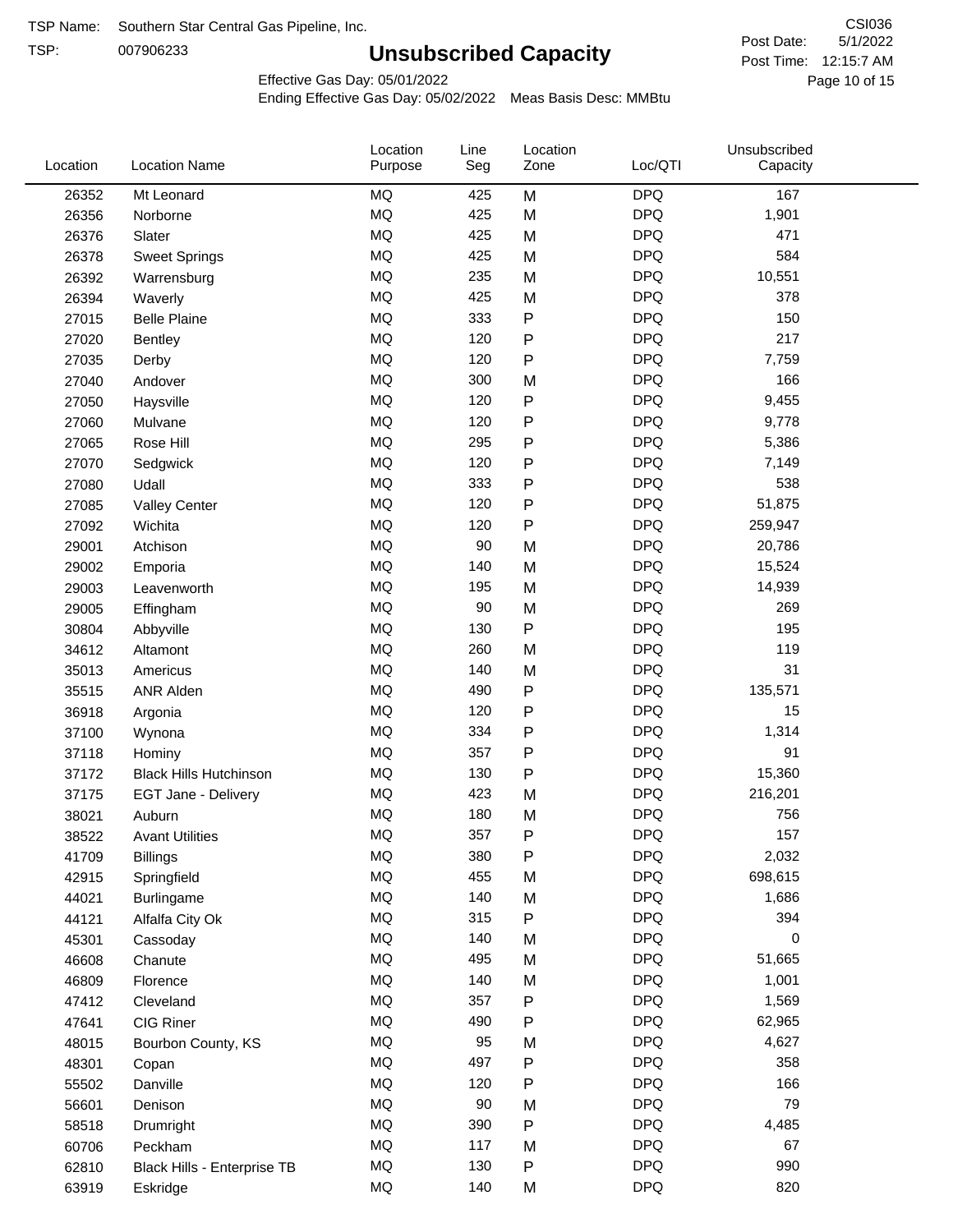TSP Name: Southern Star Central Gas Pipeline, Inc.

TSP: 007906233

# Unsubscribed Capacity

CSI036

Post Date: 5/1/2022

Post Time: 12:15:7 AM

Effective Gas Day: 05/01/2022

Ending Effective Gas Day: 05/02/2022 Meas Basis Desc: MMBtu

| Location | Location Name | Location Purpose | Line Seg | Location Zone | Loc/QTI | Unsubscribed Capacity |
|---|---|---|---|---|---|---|
| 26352 | Mt Leonard | MQ | 425 | M | DPQ | 167 |
| 26356 | Norborne | MQ | 425 | M | DPQ | 1,901 |
| 26376 | Slater | MQ | 425 | M | DPQ | 471 |
| 26378 | Sweet Springs | MQ | 425 | M | DPQ | 584 |
| 26392 | Warrensburg | MQ | 235 | M | DPQ | 10,551 |
| 26394 | Waverly | MQ | 425 | M | DPQ | 378 |
| 27015 | Belle Plaine | MQ | 333 | P | DPQ | 150 |
| 27020 | Bentley | MQ | 120 | P | DPQ | 217 |
| 27035 | Derby | MQ | 120 | P | DPQ | 7,759 |
| 27040 | Andover | MQ | 300 | M | DPQ | 166 |
| 27050 | Haysville | MQ | 120 | P | DPQ | 9,455 |
| 27060 | Mulvane | MQ | 120 | P | DPQ | 9,778 |
| 27065 | Rose Hill | MQ | 295 | P | DPQ | 5,386 |
| 27070 | Sedgwick | MQ | 120 | P | DPQ | 7,149 |
| 27080 | Udall | MQ | 333 | P | DPQ | 538 |
| 27085 | Valley Center | MQ | 120 | P | DPQ | 51,875 |
| 27092 | Wichita | MQ | 120 | P | DPQ | 259,947 |
| 29001 | Atchison | MQ | 90 | M | DPQ | 20,786 |
| 29002 | Emporia | MQ | 140 | M | DPQ | 15,524 |
| 29003 | Leavenworth | MQ | 195 | M | DPQ | 14,939 |
| 29005 | Effingham | MQ | 90 | M | DPQ | 269 |
| 30804 | Abbyville | MQ | 130 | P | DPQ | 195 |
| 34612 | Altamont | MQ | 260 | M | DPQ | 119 |
| 35013 | Americus | MQ | 140 | M | DPQ | 31 |
| 35515 | ANR Alden | MQ | 490 | P | DPQ | 135,571 |
| 36918 | Argonia | MQ | 120 | P | DPQ | 15 |
| 37100 | Wynona | MQ | 334 | P | DPQ | 1,314 |
| 37118 | Hominy | MQ | 357 | P | DPQ | 91 |
| 37172 | Black Hills Hutchinson | MQ | 130 | P | DPQ | 15,360 |
| 37175 | EGT Jane - Delivery | MQ | 423 | M | DPQ | 216,201 |
| 38021 | Auburn | MQ | 180 | M | DPQ | 756 |
| 38522 | Avant Utilities | MQ | 357 | P | DPQ | 157 |
| 41709 | Billings | MQ | 380 | P | DPQ | 2,032 |
| 42915 | Springfield | MQ | 455 | M | DPQ | 698,615 |
| 44021 | Burlingame | MQ | 140 | M | DPQ | 1,686 |
| 44121 | Alfalfa City Ok | MQ | 315 | P | DPQ | 394 |
| 45301 | Cassoday | MQ | 140 | M | DPQ | 0 |
| 46608 | Chanute | MQ | 495 | M | DPQ | 51,665 |
| 46809 | Florence | MQ | 140 | M | DPQ | 1,001 |
| 47412 | Cleveland | MQ | 357 | P | DPQ | 1,569 |
| 47641 | CIG Riner | MQ | 490 | P | DPQ | 62,965 |
| 48015 | Bourbon County, KS | MQ | 95 | M | DPQ | 4,627 |
| 48301 | Copan | MQ | 497 | P | DPQ | 358 |
| 55502 | Danville | MQ | 120 | P | DPQ | 166 |
| 56601 | Denison | MQ | 90 | M | DPQ | 79 |
| 58518 | Drumright | MQ | 390 | P | DPQ | 4,485 |
| 60706 | Peckham | MQ | 117 | M | DPQ | 67 |
| 62810 | Black Hills - Enterprise TB | MQ | 130 | P | DPQ | 990 |
| 63919 | Eskridge | MQ | 140 | M | DPQ | 820 |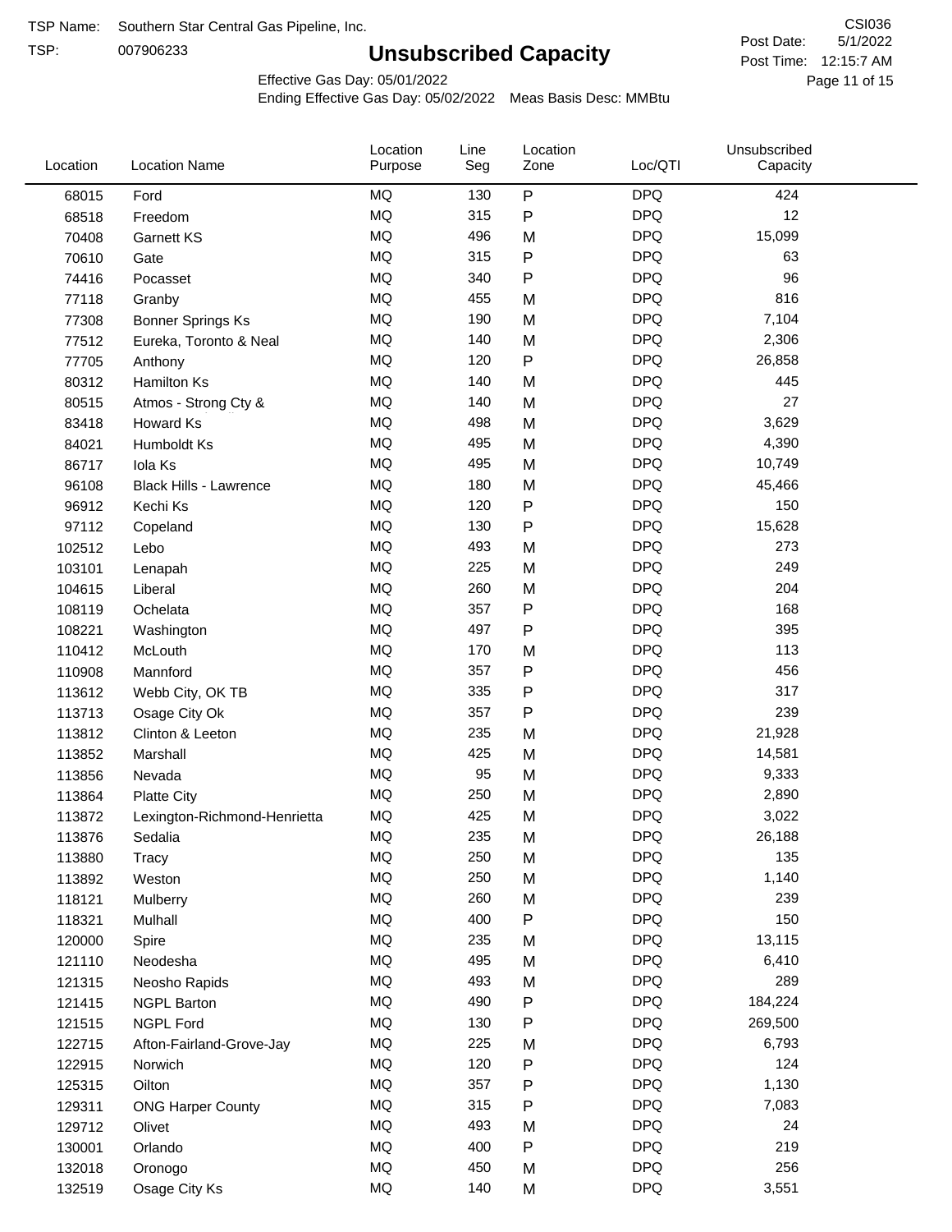TSP Name: Southern Star Central Gas Pipeline, Inc.

TSP: 007906233

# Unsubscribed Capacity

CSI036

Post Date: 5/1/2022

Post Time: 12:15:7 AM

Effective Gas Day: 05/01/2022

Ending Effective Gas Day: 05/02/2022 Meas Basis Desc: MMBtu

| Location | Location Name | Location Purpose | Line Seg | Location Zone | Loc/QTI | Unsubscribed Capacity |
|---|---|---|---|---|---|---|
| 68015 | Ford | MQ | 130 | P | DPQ | 424 |
| 68518 | Freedom | MQ | 315 | P | DPQ | 12 |
| 70408 | Garnett KS | MQ | 496 | M | DPQ | 15,099 |
| 70610 | Gate | MQ | 315 | P | DPQ | 63 |
| 74416 | Pocasset | MQ | 340 | P | DPQ | 96 |
| 77118 | Granby | MQ | 455 | M | DPQ | 816 |
| 77308 | Bonner Springs Ks | MQ | 190 | M | DPQ | 7,104 |
| 77512 | Eureka, Toronto & Neal | MQ | 140 | M | DPQ | 2,306 |
| 77705 | Anthony | MQ | 120 | P | DPQ | 26,858 |
| 80312 | Hamilton Ks | MQ | 140 | M | DPQ | 445 |
| 80515 | Atmos - Strong Cty & | MQ | 140 | M | DPQ | 27 |
| 83418 | Howard Ks | MQ | 498 | M | DPQ | 3,629 |
| 84021 | Humboldt Ks | MQ | 495 | M | DPQ | 4,390 |
| 86717 | Iola Ks | MQ | 495 | M | DPQ | 10,749 |
| 96108 | Black Hills - Lawrence | MQ | 180 | M | DPQ | 45,466 |
| 96912 | Kechi Ks | MQ | 120 | P | DPQ | 150 |
| 97112 | Copeland | MQ | 130 | P | DPQ | 15,628 |
| 102512 | Lebo | MQ | 493 | M | DPQ | 273 |
| 103101 | Lenapah | MQ | 225 | M | DPQ | 249 |
| 104615 | Liberal | MQ | 260 | M | DPQ | 204 |
| 108119 | Ochelata | MQ | 357 | P | DPQ | 168 |
| 108221 | Washington | MQ | 497 | P | DPQ | 395 |
| 110412 | McLouth | MQ | 170 | M | DPQ | 113 |
| 110908 | Mannford | MQ | 357 | P | DPQ | 456 |
| 113612 | Webb City, OK TB | MQ | 335 | P | DPQ | 317 |
| 113713 | Osage City Ok | MQ | 357 | P | DPQ | 239 |
| 113812 | Clinton & Leeton | MQ | 235 | M | DPQ | 21,928 |
| 113852 | Marshall | MQ | 425 | M | DPQ | 14,581 |
| 113856 | Nevada | MQ | 95 | M | DPQ | 9,333 |
| 113864 | Platte City | MQ | 250 | M | DPQ | 2,890 |
| 113872 | Lexington-Richmond-Henrietta | MQ | 425 | M | DPQ | 3,022 |
| 113876 | Sedalia | MQ | 235 | M | DPQ | 26,188 |
| 113880 | Tracy | MQ | 250 | M | DPQ | 135 |
| 113892 | Weston | MQ | 250 | M | DPQ | 1,140 |
| 118121 | Mulberry | MQ | 260 | M | DPQ | 239 |
| 118321 | Mulhall | MQ | 400 | P | DPQ | 150 |
| 120000 | Spire | MQ | 235 | M | DPQ | 13,115 |
| 121110 | Neodesha | MQ | 495 | M | DPQ | 6,410 |
| 121315 | Neosho Rapids | MQ | 493 | M | DPQ | 289 |
| 121415 | NGPL Barton | MQ | 490 | P | DPQ | 184,224 |
| 121515 | NGPL Ford | MQ | 130 | P | DPQ | 269,500 |
| 122715 | Afton-Fairland-Grove-Jay | MQ | 225 | M | DPQ | 6,793 |
| 122915 | Norwich | MQ | 120 | P | DPQ | 124 |
| 125315 | Oilton | MQ | 357 | P | DPQ | 1,130 |
| 129311 | ONG Harper County | MQ | 315 | P | DPQ | 7,083 |
| 129712 | Olivet | MQ | 493 | M | DPQ | 24 |
| 130001 | Orlando | MQ | 400 | P | DPQ | 219 |
| 132018 | Oronogo | MQ | 450 | M | DPQ | 256 |
| 132519 | Osage City Ks | MQ | 140 | M | DPQ | 3,551 |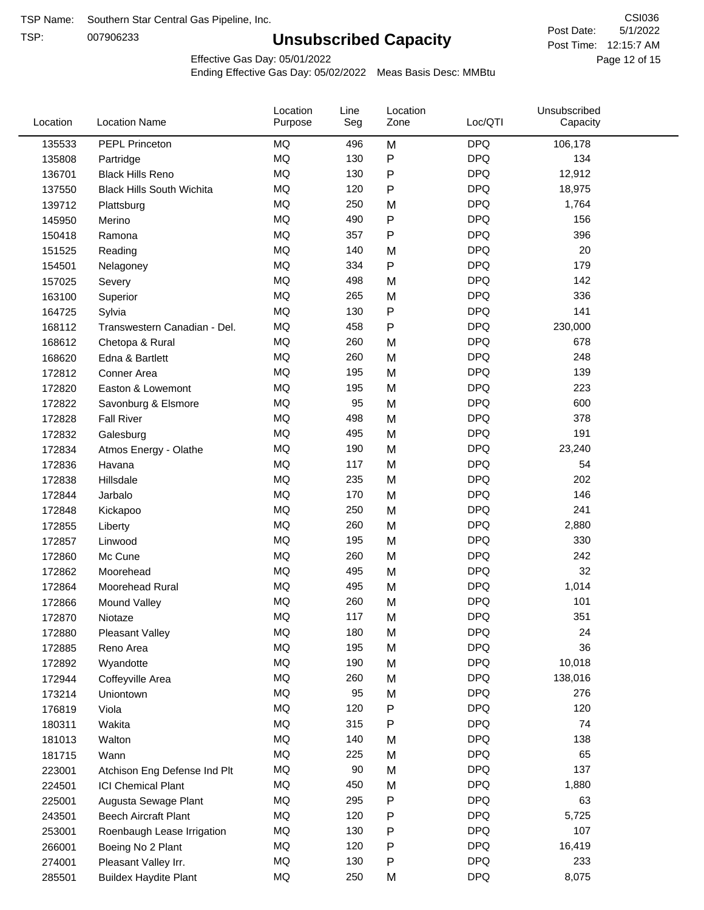TSP Name: Southern Star Central Gas Pipeline, Inc.

TSP: 007906233

# Unsubscribed Capacity

CSI036

Post Date: 5/1/2022

Post Time: 12:15:7 AM

Effective Gas Day: 05/01/2022

Ending Effective Gas Day: 05/02/2022 Meas Basis Desc: MMBtu

| Location | Location Name | Location Purpose | Line Seg | Location Zone | Loc/QTI | Unsubscribed Capacity |
|---|---|---|---|---|---|---|
| 135533 | PEPL Princeton | MQ | 496 | M | DPQ | 106,178 |
| 135808 | Partridge | MQ | 130 | P | DPQ | 134 |
| 136701 | Black Hills Reno | MQ | 130 | P | DPQ | 12,912 |
| 137550 | Black Hills South Wichita | MQ | 120 | P | DPQ | 18,975 |
| 139712 | Plattsburg | MQ | 250 | M | DPQ | 1,764 |
| 145950 | Merino | MQ | 490 | P | DPQ | 156 |
| 150418 | Ramona | MQ | 357 | P | DPQ | 396 |
| 151525 | Reading | MQ | 140 | M | DPQ | 20 |
| 154501 | Nelagoney | MQ | 334 | P | DPQ | 179 |
| 157025 | Severy | MQ | 498 | M | DPQ | 142 |
| 163100 | Superior | MQ | 265 | M | DPQ | 336 |
| 164725 | Sylvia | MQ | 130 | P | DPQ | 141 |
| 168112 | Transwestern Canadian - Del. | MQ | 458 | P | DPQ | 230,000 |
| 168612 | Chetopa & Rural | MQ | 260 | M | DPQ | 678 |
| 168620 | Edna & Bartlett | MQ | 260 | M | DPQ | 248 |
| 172812 | Conner Area | MQ | 195 | M | DPQ | 139 |
| 172820 | Easton & Lowemont | MQ | 195 | M | DPQ | 223 |
| 172822 | Savonburg & Elsmore | MQ | 95 | M | DPQ | 600 |
| 172828 | Fall River | MQ | 498 | M | DPQ | 378 |
| 172832 | Galesburg | MQ | 495 | M | DPQ | 191 |
| 172834 | Atmos Energy - Olathe | MQ | 190 | M | DPQ | 23,240 |
| 172836 | Havana | MQ | 117 | M | DPQ | 54 |
| 172838 | Hillsdale | MQ | 235 | M | DPQ | 202 |
| 172844 | Jarbalo | MQ | 170 | M | DPQ | 146 |
| 172848 | Kickapoo | MQ | 250 | M | DPQ | 241 |
| 172855 | Liberty | MQ | 260 | M | DPQ | 2,880 |
| 172857 | Linwood | MQ | 195 | M | DPQ | 330 |
| 172860 | Mc Cune | MQ | 260 | M | DPQ | 242 |
| 172862 | Moorehead | MQ | 495 | M | DPQ | 32 |
| 172864 | Moorehead Rural | MQ | 495 | M | DPQ | 1,014 |
| 172866 | Mound Valley | MQ | 260 | M | DPQ | 101 |
| 172870 | Niotaze | MQ | 117 | M | DPQ | 351 |
| 172880 | Pleasant Valley | MQ | 180 | M | DPQ | 24 |
| 172885 | Reno Area | MQ | 195 | M | DPQ | 36 |
| 172892 | Wyandotte | MQ | 190 | M | DPQ | 10,018 |
| 172944 | Coffeyville Area | MQ | 260 | M | DPQ | 138,016 |
| 173214 | Uniontown | MQ | 95 | M | DPQ | 276 |
| 176819 | Viola | MQ | 120 | P | DPQ | 120 |
| 180311 | Wakita | MQ | 315 | P | DPQ | 74 |
| 181013 | Walton | MQ | 140 | M | DPQ | 138 |
| 181715 | Wann | MQ | 225 | M | DPQ | 65 |
| 223001 | Atchison Eng Defense Ind Plt | MQ | 90 | M | DPQ | 137 |
| 224501 | ICI Chemical Plant | MQ | 450 | M | DPQ | 1,880 |
| 225001 | Augusta Sewage Plant | MQ | 295 | P | DPQ | 63 |
| 243501 | Beech Aircraft Plant | MQ | 120 | P | DPQ | 5,725 |
| 253001 | Roenbaugh Lease Irrigation | MQ | 130 | P | DPQ | 107 |
| 266001 | Boeing No 2 Plant | MQ | 120 | P | DPQ | 16,419 |
| 274001 | Pleasant Valley Irr. | MQ | 130 | P | DPQ | 233 |
| 285501 | Buildex Haydite Plant | MQ | 250 | M | DPQ | 8,075 |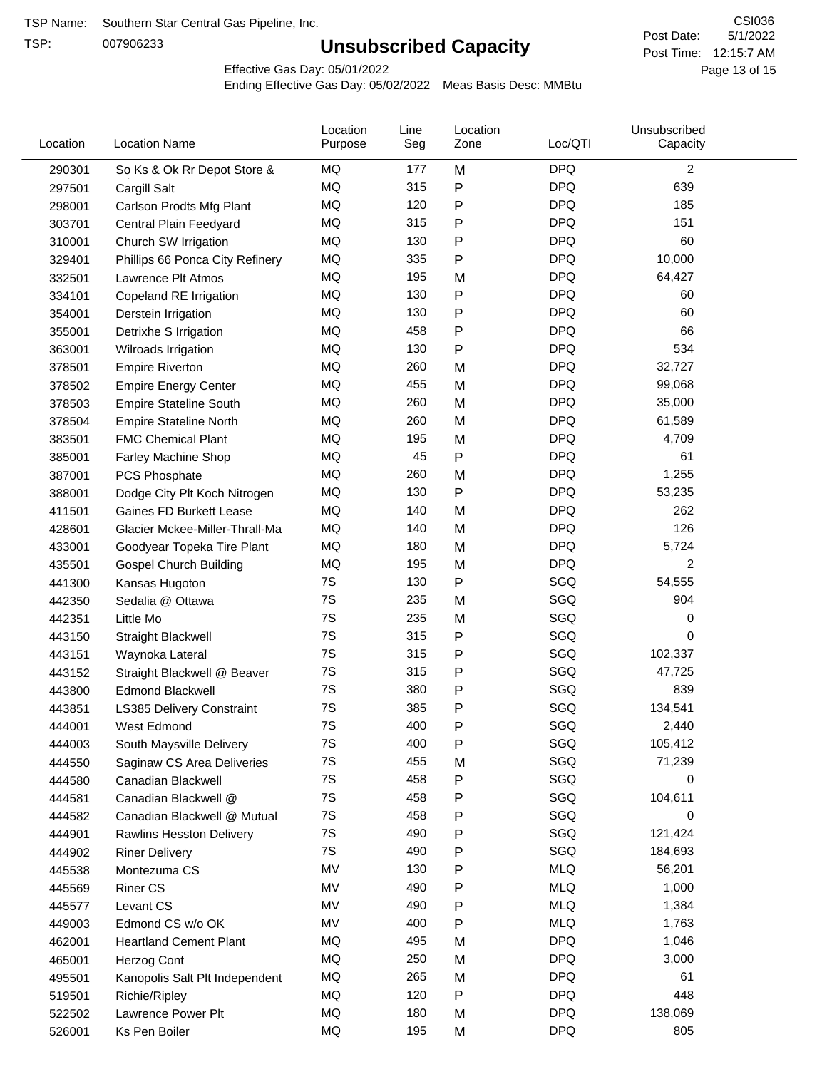TSP Name: Southern Star Central Gas Pipeline, Inc.

TSP: 007906233

# Unsubscribed Capacity

CSI036

Post Date: 5/1/2022

Post Time: 12:15:7 AM

Effective Gas Day: 05/01/2022

Ending Effective Gas Day: 05/02/2022 Meas Basis Desc: MMBtu

| Location | Location Name | Location Purpose | Line Seg | Location Zone | Loc/QTI | Unsubscribed Capacity |
|---|---|---|---|---|---|---|
| 290301 | So Ks & Ok Rr Depot Store & | MQ | 177 | M | DPQ | 2 |
| 297501 | Cargill Salt | MQ | 315 | P | DPQ | 639 |
| 298001 | Carlson Prodts Mfg Plant | MQ | 120 | P | DPQ | 185 |
| 303701 | Central Plain Feedyard | MQ | 315 | P | DPQ | 151 |
| 310001 | Church SW Irrigation | MQ | 130 | P | DPQ | 60 |
| 329401 | Phillips 66 Ponca City Refinery | MQ | 335 | P | DPQ | 10,000 |
| 332501 | Lawrence Plt Atmos | MQ | 195 | M | DPQ | 64,427 |
| 334101 | Copeland RE Irrigation | MQ | 130 | P | DPQ | 60 |
| 354001 | Derstein Irrigation | MQ | 130 | P | DPQ | 60 |
| 355001 | Detrixhe S Irrigation | MQ | 458 | P | DPQ | 66 |
| 363001 | Wilroads Irrigation | MQ | 130 | P | DPQ | 534 |
| 378501 | Empire Riverton | MQ | 260 | M | DPQ | 32,727 |
| 378502 | Empire Energy Center | MQ | 455 | M | DPQ | 99,068 |
| 378503 | Empire Stateline South | MQ | 260 | M | DPQ | 35,000 |
| 378504 | Empire Stateline North | MQ | 260 | M | DPQ | 61,589 |
| 383501 | FMC Chemical Plant | MQ | 195 | M | DPQ | 4,709 |
| 385001 | Farley Machine Shop | MQ | 45 | P | DPQ | 61 |
| 387001 | PCS Phosphate | MQ | 260 | M | DPQ | 1,255 |
| 388001 | Dodge City Plt Koch Nitrogen | MQ | 130 | P | DPQ | 53,235 |
| 411501 | Gaines FD Burkett Lease | MQ | 140 | M | DPQ | 262 |
| 428601 | Glacier Mckee-Miller-Thrall-Ma | MQ | 140 | M | DPQ | 126 |
| 433001 | Goodyear Topeka Tire Plant | MQ | 180 | M | DPQ | 5,724 |
| 435501 | Gospel Church Building | MQ | 195 | M | DPQ | 2 |
| 441300 | Kansas Hugoton | 7S | 130 | P | SGQ | 54,555 |
| 442350 | Sedalia @ Ottawa | 7S | 235 | M | SGQ | 904 |
| 442351 | Little Mo | 7S | 235 | M | SGQ | 0 |
| 443150 | Straight Blackwell | 7S | 315 | P | SGQ | 0 |
| 443151 | Waynoka Lateral | 7S | 315 | P | SGQ | 102,337 |
| 443152 | Straight Blackwell @ Beaver | 7S | 315 | P | SGQ | 47,725 |
| 443800 | Edmond Blackwell | 7S | 380 | P | SGQ | 839 |
| 443851 | LS385 Delivery Constraint | 7S | 385 | P | SGQ | 134,541 |
| 444001 | West Edmond | 7S | 400 | P | SGQ | 2,440 |
| 444003 | South Maysville Delivery | 7S | 400 | P | SGQ | 105,412 |
| 444550 | Saginaw CS Area Deliveries | 7S | 455 | M | SGQ | 71,239 |
| 444580 | Canadian Blackwell | 7S | 458 | P | SGQ | 0 |
| 444581 | Canadian Blackwell @ | 7S | 458 | P | SGQ | 104,611 |
| 444582 | Canadian Blackwell @ Mutual | 7S | 458 | P | SGQ | 0 |
| 444901 | Rawlins Hesston Delivery | 7S | 490 | P | SGQ | 121,424 |
| 444902 | Riner Delivery | 7S | 490 | P | SGQ | 184,693 |
| 445538 | Montezuma CS | MV | 130 | P | MLQ | 56,201 |
| 445569 | Riner CS | MV | 490 | P | MLQ | 1,000 |
| 445577 | Levant CS | MV | 490 | P | MLQ | 1,384 |
| 449003 | Edmond CS w/o OK | MV | 400 | P | MLQ | 1,763 |
| 462001 | Heartland Cement Plant | MQ | 495 | M | DPQ | 1,046 |
| 465001 | Herzog Cont | MQ | 250 | M | DPQ | 3,000 |
| 495501 | Kanopolis Salt Plt Independent | MQ | 265 | M | DPQ | 61 |
| 519501 | Richie/Ripley | MQ | 120 | P | DPQ | 448 |
| 522502 | Lawrence Power Plt | MQ | 180 | M | DPQ | 138,069 |
| 526001 | Ks Pen Boiler | MQ | 195 | M | DPQ | 805 |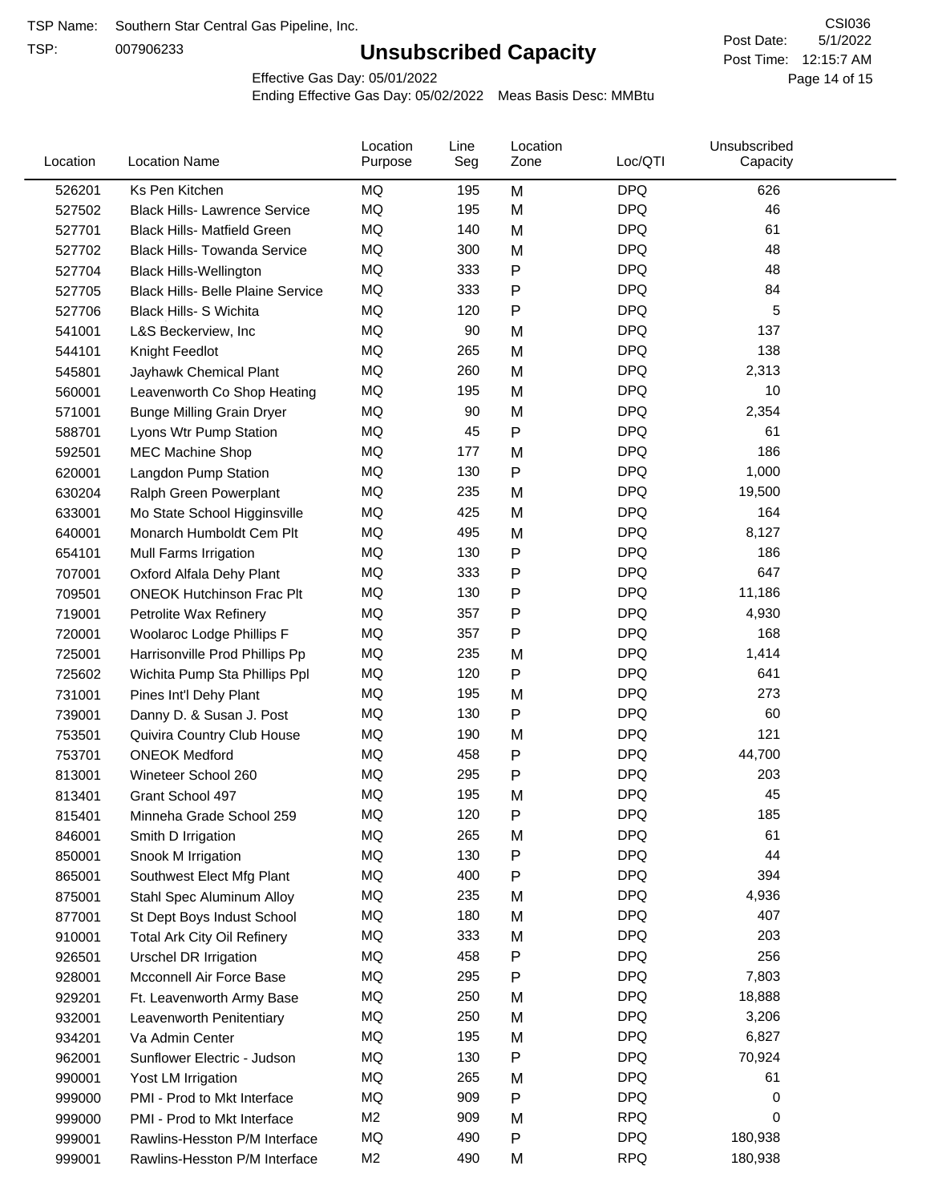TSP Name: Southern Star Central Gas Pipeline, Inc.

TSP: 007906233

# Unsubscribed Capacity

CSI036

Post Date: 5/1/2022

Post Time: 12:15:7 AM

Effective Gas Day: 05/01/2022

Ending Effective Gas Day: 05/02/2022 Meas Basis Desc: MMBtu

| Location | Location Name | Location Purpose | Line Seg | Location Zone | Loc/QTI | Unsubscribed Capacity |
|---|---|---|---|---|---|---|
| 526201 | Ks Pen Kitchen | MQ | 195 | M | DPQ | 626 |
| 527502 | Black Hills- Lawrence Service | MQ | 195 | M | DPQ | 46 |
| 527701 | Black Hills- Matfield Green | MQ | 140 | M | DPQ | 61 |
| 527702 | Black Hills- Towanda Service | MQ | 300 | M | DPQ | 48 |
| 527704 | Black Hills-Wellington | MQ | 333 | P | DPQ | 48 |
| 527705 | Black Hills- Belle Plaine Service | MQ | 333 | P | DPQ | 84 |
| 527706 | Black Hills- S Wichita | MQ | 120 | P | DPQ | 5 |
| 541001 | L&S Beckerview, Inc | MQ | 90 | M | DPQ | 137 |
| 544101 | Knight Feedlot | MQ | 265 | M | DPQ | 138 |
| 545801 | Jayhawk Chemical Plant | MQ | 260 | M | DPQ | 2,313 |
| 560001 | Leavenworth Co Shop Heating | MQ | 195 | M | DPQ | 10 |
| 571001 | Bunge Milling Grain Dryer | MQ | 90 | M | DPQ | 2,354 |
| 588701 | Lyons Wtr Pump Station | MQ | 45 | P | DPQ | 61 |
| 592501 | MEC Machine Shop | MQ | 177 | M | DPQ | 186 |
| 620001 | Langdon Pump Station | MQ | 130 | P | DPQ | 1,000 |
| 630204 | Ralph Green Powerplant | MQ | 235 | M | DPQ | 19,500 |
| 633001 | Mo State School Higginsville | MQ | 425 | M | DPQ | 164 |
| 640001 | Monarch Humboldt Cem Plt | MQ | 495 | M | DPQ | 8,127 |
| 654101 | Mull Farms Irrigation | MQ | 130 | P | DPQ | 186 |
| 707001 | Oxford Alfala Dehy Plant | MQ | 333 | P | DPQ | 647 |
| 709501 | ONEOK Hutchinson Frac Plt | MQ | 130 | P | DPQ | 11,186 |
| 719001 | Petrolite Wax Refinery | MQ | 357 | P | DPQ | 4,930 |
| 720001 | Woolaroc Lodge Phillips F | MQ | 357 | P | DPQ | 168 |
| 725001 | Harrisonville Prod Phillips Pp | MQ | 235 | M | DPQ | 1,414 |
| 725602 | Wichita Pump Sta Phillips Ppl | MQ | 120 | P | DPQ | 641 |
| 731001 | Pines Int'l Dehy Plant | MQ | 195 | M | DPQ | 273 |
| 739001 | Danny D. & Susan J. Post | MQ | 130 | P | DPQ | 60 |
| 753501 | Quivira Country Club House | MQ | 190 | M | DPQ | 121 |
| 753701 | ONEOK Medford | MQ | 458 | P | DPQ | 44,700 |
| 813001 | Wineteer School 260 | MQ | 295 | P | DPQ | 203 |
| 813401 | Grant School 497 | MQ | 195 | M | DPQ | 45 |
| 815401 | Minneha Grade School 259 | MQ | 120 | P | DPQ | 185 |
| 846001 | Smith D Irrigation | MQ | 265 | M | DPQ | 61 |
| 850001 | Snook M Irrigation | MQ | 130 | P | DPQ | 44 |
| 865001 | Southwest Elect Mfg Plant | MQ | 400 | P | DPQ | 394 |
| 875001 | Stahl Spec Aluminum Alloy | MQ | 235 | M | DPQ | 4,936 |
| 877001 | St Dept Boys Indust School | MQ | 180 | M | DPQ | 407 |
| 910001 | Total Ark City Oil Refinery | MQ | 333 | M | DPQ | 203 |
| 926501 | Urschel DR Irrigation | MQ | 458 | P | DPQ | 256 |
| 928001 | Mcconnell Air Force Base | MQ | 295 | P | DPQ | 7,803 |
| 929201 | Ft. Leavenworth Army Base | MQ | 250 | M | DPQ | 18,888 |
| 932001 | Leavenworth Penitentiary | MQ | 250 | M | DPQ | 3,206 |
| 934201 | Va Admin Center | MQ | 195 | M | DPQ | 6,827 |
| 962001 | Sunflower Electric - Judson | MQ | 130 | P | DPQ | 70,924 |
| 990001 | Yost LM Irrigation | MQ | 265 | M | DPQ | 61 |
| 999000 | PMI - Prod to Mkt Interface | MQ | 909 | P | DPQ | 0 |
| 999000 | PMI - Prod to Mkt Interface | M2 | 909 | M | RPQ | 0 |
| 999001 | Rawlins-Hesston P/M Interface | MQ | 490 | P | DPQ | 180,938 |
| 999001 | Rawlins-Hesston P/M Interface | M2 | 490 | M | RPQ | 180,938 |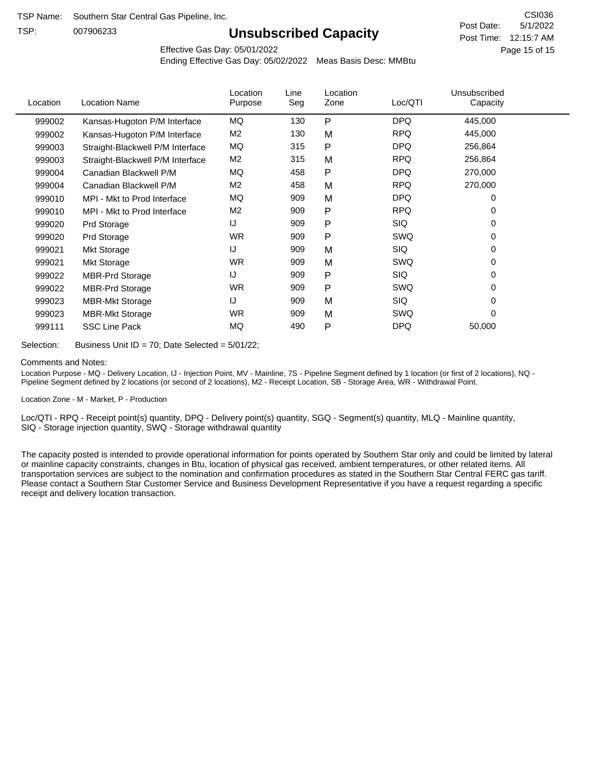TSP Name: Southern Star Central Gas Pipeline, Inc.
TSP: 007906233

# Unsubscribed Capacity

CSI036
Post Date: 5/1/2022
Post Time: 12:15:7 AM

Effective Gas Day: 05/01/2022
Ending Effective Gas Day: 05/02/2022 Meas Basis Desc: MMBtu

| Location | Location Name | Location Purpose | Line Seg | Location Zone | Loc/QTI | Unsubscribed Capacity |
|---|---|---|---|---|---|---|
| 999002 | Kansas-Hugoton P/M Interface | MQ | 130 | P | DPQ | 445,000 |
| 999002 | Kansas-Hugoton P/M Interface | M2 | 130 | M | RPQ | 445,000 |
| 999003 | Straight-Blackwell P/M Interface | MQ | 315 | P | DPQ | 256,864 |
| 999003 | Straight-Blackwell P/M Interface | M2 | 315 | M | RPQ | 256,864 |
| 999004 | Canadian Blackwell P/M | MQ | 458 | P | DPQ | 270,000 |
| 999004 | Canadian Blackwell P/M | M2 | 458 | M | RPQ | 270,000 |
| 999010 | MPI - Mkt to Prod Interface | MQ | 909 | M | DPQ | 0 |
| 999010 | MPI - Mkt to Prod Interface | M2 | 909 | P | RPQ | 0 |
| 999020 | Prd Storage | IJ | 909 | P | SIQ | 0 |
| 999020 | Prd Storage | WR | 909 | P | SWQ | 0 |
| 999021 | Mkt Storage | IJ | 909 | M | SIQ | 0 |
| 999021 | Mkt Storage | WR | 909 | M | SWQ | 0 |
| 999022 | MBR-Prd Storage | IJ | 909 | P | SIQ | 0 |
| 999022 | MBR-Prd Storage | WR | 909 | P | SWQ | 0 |
| 999023 | MBR-Mkt Storage | IJ | 909 | M | SIQ | 0 |
| 999023 | MBR-Mkt Storage | WR | 909 | M | SWQ | 0 |
| 999111 | SSC Line Pack | MQ | 490 | P | DPQ | 50,000 |

Selection: Business Unit ID = 70; Date Selected = 5/01/22;

Comments and Notes:

Location Purpose - MQ - Delivery Location, IJ - Injection Point, MV - Mainline, 7S - Pipeline Segment defined by 1 location (or first of 2 locations), NQ - Pipeline Segment defined by 2 locations (or second of 2 locations), M2 - Receipt Location, SB - Storage Area, WR - Withdrawal Point.

Location Zone - M - Market, P - Production

Loc/QTI - RPQ - Receipt point(s) quantity, DPQ - Delivery point(s) quantity, SGQ - Segment(s) quantity, MLQ - Mainline quantity, SIQ - Storage injection quantity, SWQ - Storage withdrawal quantity

The capacity posted is intended to provide operational information for points operated by Southern Star only and could be limited by lateral or mainline capacity constraints, changes in Btu, location of physical gas received, ambient temperatures, or other related items. All transportation services are subject to the nomination and confirmation procedures as stated in the Southern Star Central FERC gas tariff. Please contact a Southern Star Customer Service and Business Development Representative if you have a request regarding a specific receipt and delivery location transaction.